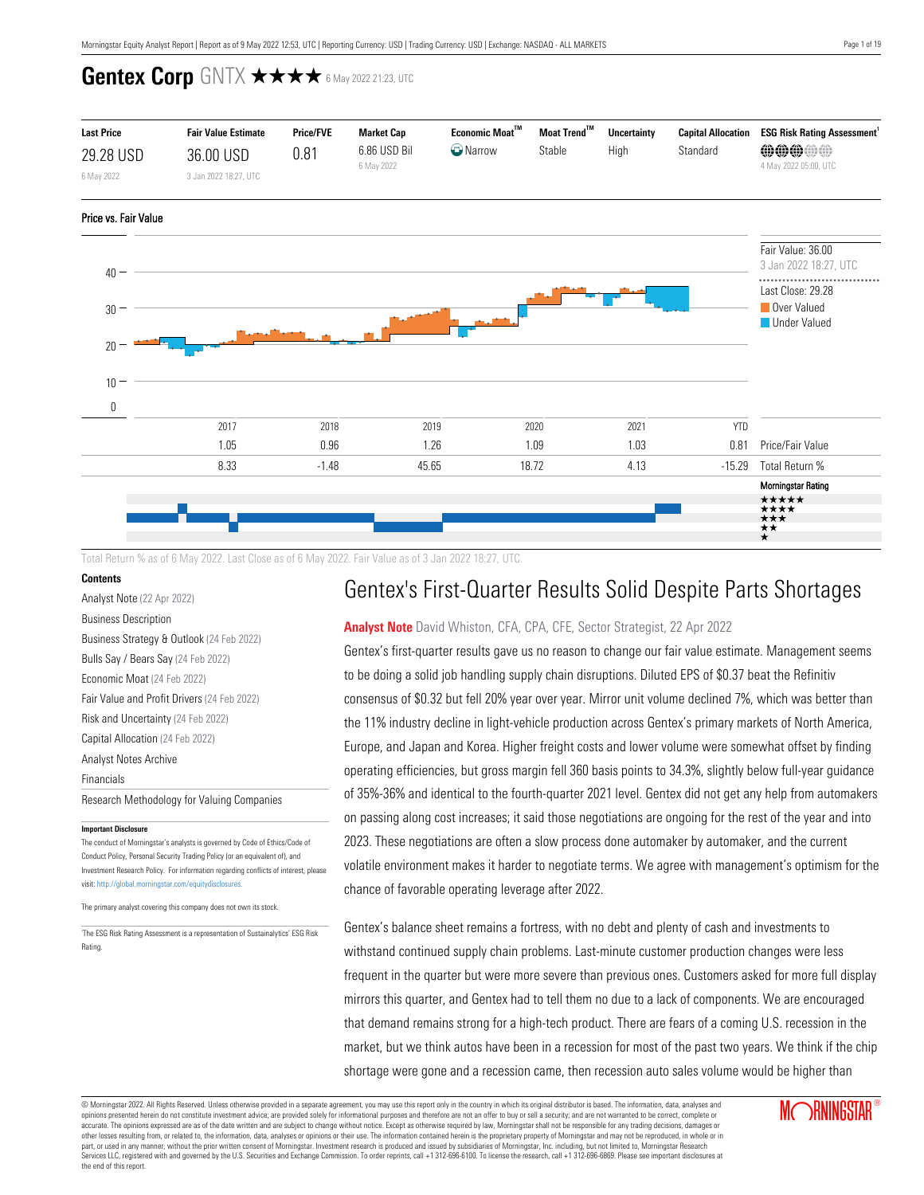# Gentex Corp GNTX ★★★★ 6 May 2022 21:23, UTC

| Last Price | Fair Value Estimate | Price/FVE | Market Cap | Economic Moat™ | Moat Trend™ | Uncertainty | Capital Allocation | ESG Risk Rating Assessment[1] |
|---|---|---|---|---|---|---|---|---|
| 29.28 USD<br>6 May 2022 | 36.00 USD<br>3 Jan 2022 18:27, UTC | 0.81 | 6.86 USD Bil<br>6 May 2022 | Narrow | Stable | High | Standard | 4 May 2022 05:00, UTC |

## Price vs. Fair Value

Fair Value: 36.00
3 Jan 2022 18:27, UTC

Last Close: 29.28

Over Valued

Under Valued

| | 2017 | 2018 | 2019 | 2020 | 2021 | YTD | |
|---|---|---|---|---|---|---|---|
| | 1.05 | 0.96 | 1.26 | 1.09 | 1.03 | 0.81 | Price/Fair Value |
| | 8.33 | -1.48 | 45.65 | 18.72 | 4.13 | -15.29 | Total Return % |

Morningstar Rating

Total Return % as of 6 May 2022. Last Close as of 6 May 2022. Fair Value as of 3 Jan 2022 18:27, UTC.

**Contents**

- Analyst Note (22 Apr 2022)
- Business Description
- Business Strategy & Outlook (24 Feb 2022)
- Bulls Say / Bears Say (24 Feb 2022)
- Economic Moat (24 Feb 2022)
- Fair Value and Profit Drivers (24 Feb 2022)
- Risk and Uncertainty (24 Feb 2022)
- Capital Allocation (24 Feb 2022)
- Analyst Notes Archive
- Financials
- Research Methodology for Valuing Companies

**Important Disclosure**

The conduct of Morningstar's analysts is governed by Code of Ethics/Code of Conduct Policy, Personal Security Trading Policy (or an equivalent of), and Investment Research Policy. For information regarding conflicts of interest, please visit: http://global.morningstar.com/equitydisclosures.

The primary analyst covering this company does not own its stock.

[1]The ESG Risk Rating Assessment is a representation of Sustainalytics' ESG Risk Rating.

## Gentex's First-Quarter Results Solid Despite Parts Shortages

**Analyst Note** David Whiston, CFA, CPA, CFE, Sector Strategist, 22 Apr 2022

Gentex's first-quarter results gave us no reason to change our fair value estimate. Management seems to be doing a solid job handling supply chain disruptions. Diluted EPS of $0.37 beat the Refinitiv consensus of $0.32 but fell 20% year over year. Mirror unit volume declined 7%, which was better than the 11% industry decline in light-vehicle production across Gentex's primary markets of North America, Europe, and Japan and Korea. Higher freight costs and lower volume were somewhat offset by finding operating efficiencies, but gross margin fell 360 basis points to 34.3%, slightly below full-year guidance of 35%-36% and identical to the fourth-quarter 2021 level. Gentex did not get any help from automakers on passing along cost increases; it said those negotiations are ongoing for the rest of the year and into 2023. These negotiations are often a slow process done automaker by automaker, and the current volatile environment makes it harder to negotiate terms. We agree with management's optimism for the chance of favorable operating leverage after 2022.

Gentex's balance sheet remains a fortress, with no debt and plenty of cash and investments to withstand continued supply chain problems. Last-minute customer production changes were less frequent in the quarter but were more severe than previous ones. Customers asked for more full display mirrors this quarter, and Gentex had to tell them no due to a lack of components. We are encouraged that demand remains strong for a high-tech product. There are fears of a coming U.S. recession in the market, but we think autos have been in a recession for most of the past two years. We think if the chip shortage were gone and a recession came, then recession auto sales volume would be higher than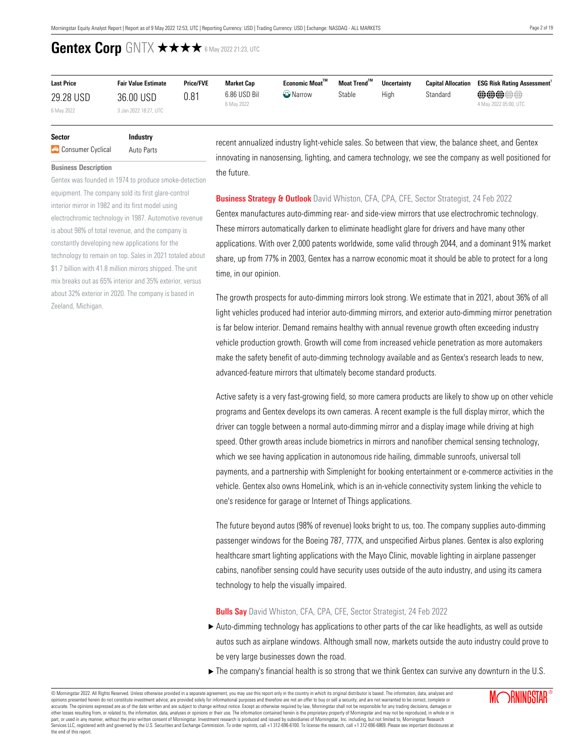# Gentex Corp GNTX ★★★★ 6 May 2022 21:23, UTC

| Last Price | Fair Value Estimate | Price/FVE | Market Cap | Economic Moat™ | Moat Trend™ | Uncertainty | Capital Allocation | ESG Risk Rating Assessment[1] |
|---|---|---|---|---|---|---|---|---|
| 29.28 USD<br>6 May 2022 | 36.00 USD<br>3 Jan 2022 18:27, UTC | 0.81 | 6.86 USD Bil<br>6 May 2022 | Narrow | Stable | High | Standard | 4 May 2022 05:00, UTC |

| Sector | Industry |
|---|---|
| Consumer Cyclical | Auto Parts |

**Business Description**

Gentex was founded in 1974 to produce smoke-detection equipment. The company sold its first glare-control interior mirror in 1982 and its first model using electrochromic technology in 1987. Automotive revenue is about 98% of total revenue, and the company is constantly developing new applications for the technology to remain on top. Sales in 2021 totaled about $1.7 billion with 41.8 million mirrors shipped. The unit mix breaks out as 65% interior and 35% exterior, versus about 32% exterior in 2020. The company is based in Zeeland, Michigan.

recent annualized industry light-vehicle sales. So between that view, the balance sheet, and Gentex innovating in nanosensing, lighting, and camera technology, we see the company as well positioned for the future.

**Business Strategy & Outlook** David Whiston, CFA, CPA, CFE, Sector Strategist, 24 Feb 2022

Gentex manufactures auto-dimming rear- and side-view mirrors that use electrochromic technology. These mirrors automatically darken to eliminate headlight glare for drivers and have many other applications. With over 2,000 patents worldwide, some valid through 2044, and a dominant 91% market share, up from 77% in 2003, Gentex has a narrow economic moat it should be able to protect for a long time, in our opinion.

The growth prospects for auto-dimming mirrors look strong. We estimate that in 2021, about 36% of all light vehicles produced had interior auto-dimming mirrors, and exterior auto-dimming mirror penetration is far below interior. Demand remains healthy with annual revenue growth often exceeding industry vehicle production growth. Growth will come from increased vehicle penetration as more automakers make the safety benefit of auto-dimming technology available and as Gentex's research leads to new, advanced-feature mirrors that ultimately become standard products.

Active safety is a very fast-growing field, so more camera products are likely to show up on other vehicle programs and Gentex develops its own cameras. A recent example is the full display mirror, which the driver can toggle between a normal auto-dimming mirror and a display image while driving at high speed. Other growth areas include biometrics in mirrors and nanofiber chemical sensing technology, which we see having application in autonomous ride hailing, dimmable sunroofs, universal toll payments, and a partnership with Simplenight for booking entertainment or e-commerce activities in the vehicle. Gentex also owns HomeLink, which is an in-vehicle connectivity system linking the vehicle to one's residence for garage or Internet of Things applications.

The future beyond autos (98% of revenue) looks bright to us, too. The company supplies auto-dimming passenger windows for the Boeing 787, 777X, and unspecified Airbus planes. Gentex is also exploring healthcare smart lighting applications with the Mayo Clinic, movable lighting in airplane passenger cabins, nanofiber sensing could have security uses outside of the auto industry, and using its camera technology to help the visually impaired.

**Bulls Say** David Whiston, CFA, CPA, CFE, Sector Strategist, 24 Feb 2022

- Auto-dimming technology has applications to other parts of the car like headlights, as well as outside autos such as airplane windows. Although small now, markets outside the auto industry could prove to be very large businesses down the road.
- The company's financial health is so strong that we think Gentex can survive any downturn in the U.S.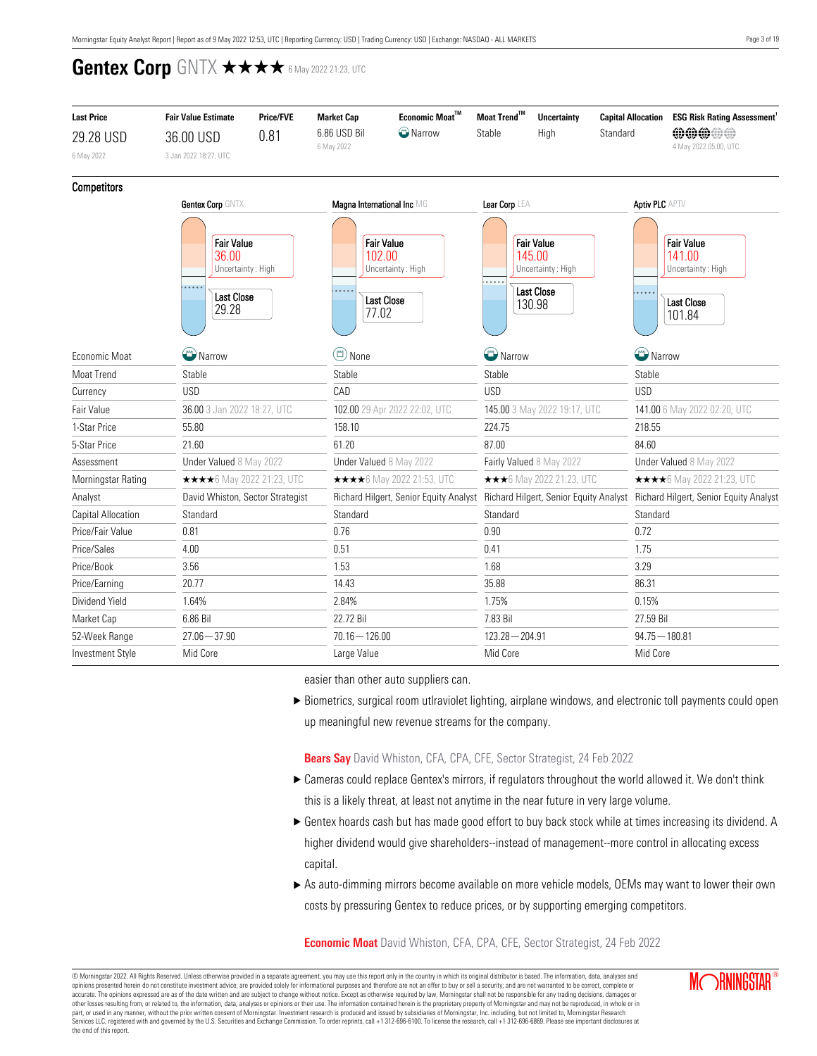# Gentex Corp GNTX ★★★★ 6 May 2022 21:23, UTC

| Last Price | Fair Value Estimate | Price/FVE | Market Cap | Economic Moat™ | Moat Trend™ | Uncertainty | Capital Allocation | ESG Risk Rating Assessment[1] |
|---|---|---|---|---|---|---|---|---|
| 29.28 USD<br>6 May 2022 | 36.00 USD<br>3 Jan 2022 18:27, UTC | 0.81 | 6.86 USD Bil<br>6 May 2022 | Narrow | Stable | High | Standard | 4 May 2022 05:00, UTC |

## Competitors

| | Gentex Corp GNTX | Magna International Inc MG | Lear Corp LEA | Aptiv PLC APTV |
|---|---|---|---|---|
| Fair Value | 36.00 (Uncertainty : High) | 102.00 (Uncertainty : High) | 145.00 (Uncertainty : High) | 141.00 (Uncertainty : High) |
| Last Close | 29.28 | 77.02 | 130.98 | 101.84 |
| Economic Moat | Narrow | None | Narrow | Narrow |
| Moat Trend | Stable | Stable | Stable | Stable |
| Currency | USD | CAD | USD | USD |
| Fair Value | 36.00 3 Jan 2022 18:27, UTC | 102.00 29 Apr 2022 22:02, UTC | 145.00 3 May 2022 19:17, UTC | 141.00 6 May 2022 02:20, UTC |
| 1-Star Price | 55.80 | 158.10 | 224.75 | 218.55 |
| 5-Star Price | 21.60 | 61.20 | 87.00 | 84.60 |
| Assessment | Under Valued 8 May 2022 | Under Valued 8 May 2022 | Fairly Valued 8 May 2022 | Under Valued 8 May 2022 |
| Morningstar Rating | ★★★★ 6 May 2022 21:23, UTC | ★★★★ 6 May 2022 21:53, UTC | ★★★ 6 May 2022 21:23, UTC | ★★★★ 6 May 2022 21:23, UTC |
| Analyst | David Whiston, Sector Strategist | Richard Hilgert, Senior Equity Analyst | Richard Hilgert, Senior Equity Analyst | Richard Hilgert, Senior Equity Analyst |
| Capital Allocation | Standard | Standard | Standard | Standard |
| Price/Fair Value | 0.81 | 0.76 | 0.90 | 0.72 |
| Price/Sales | 4.00 | 0.51 | 0.41 | 1.75 |
| Price/Book | 3.56 | 1.53 | 1.68 | 3.29 |
| Price/Earning | 20.77 | 14.43 | 35.88 | 86.31 |
| Dividend Yield | 1.64% | 2.84% | 1.75% | 0.15% |
| Market Cap | 6.86 Bil | 22.72 Bil | 7.83 Bil | 27.59 Bil |
| 52-Week Range | 27.06—37.90 | 70.16—126.00 | 123.28—204.91 | 94.75—180.81 |
| Investment Style | Mid Core | Large Value | Mid Core | Mid Core |

easier than other auto suppliers can.

- Biometrics, surgical room utlraviolet lighting, airplane windows, and electronic toll payments could open up meaningful new revenue streams for the company.

**Bears Say** David Whiston, CFA, CPA, CFE, Sector Strategist, 24 Feb 2022

- Cameras could replace Gentex's mirrors, if regulators throughout the world allowed it. We don't think this is a likely threat, at least not anytime in the near future in very large volume.
- Gentex hoards cash but has made good effort to buy back stock while at times increasing its dividend. A higher dividend would give shareholders--instead of management--more control in allocating excess capital.
- As auto-dimming mirrors become available on more vehicle models, OEMs may want to lower their own costs by pressuring Gentex to reduce prices, or by supporting emerging competitors.

**Economic Moat** David Whiston, CFA, CPA, CFE, Sector Strategist, 24 Feb 2022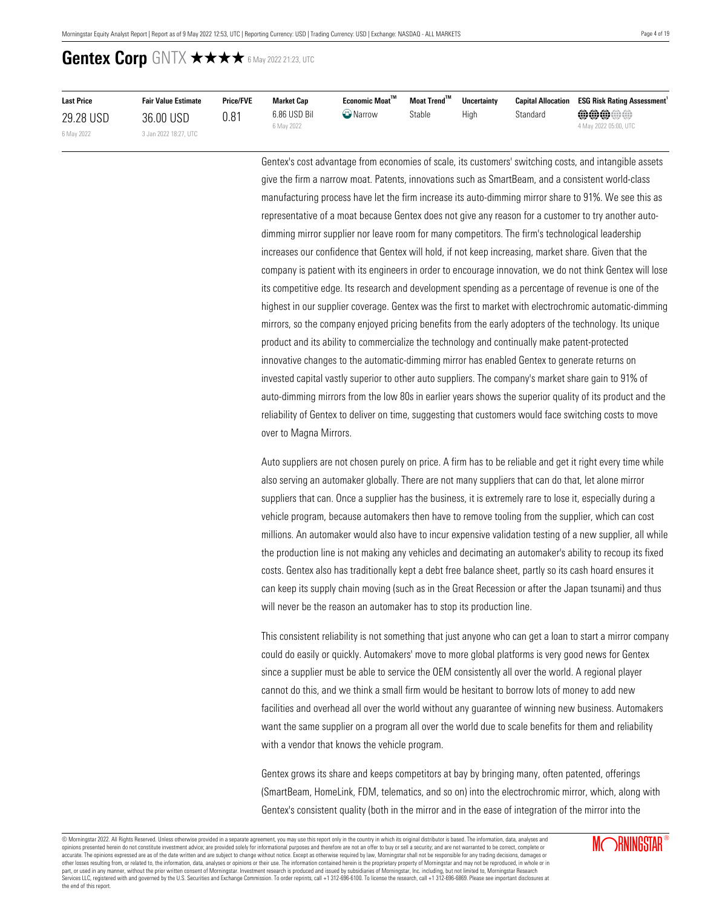# Gentex Corp GNTX ★★★★ 6 May 2022 21:23, UTC

| Last Price | Fair Value Estimate | Price/FVE | Market Cap | Economic Moat™ | Moat Trend™ | Uncertainty | Capital Allocation | ESG Risk Rating Assessment[1] |
|---|---|---|---|---|---|---|---|---|
| 29.28 USD<br>6 May 2022 | 36.00 USD<br>3 Jan 2022 18:27, UTC | 0.81 | 6.86 USD Bil<br>6 May 2022 | Narrow | Stable | High | Standard | 4 May 2022 05:00, UTC |

Gentex's cost advantage from economies of scale, its customers' switching costs, and intangible assets give the firm a narrow moat. Patents, innovations such as SmartBeam, and a consistent world-class manufacturing process have let the firm increase its auto-dimming mirror share to 91%. We see this as representative of a moat because Gentex does not give any reason for a customer to try another auto-dimming mirror supplier nor leave room for many competitors. The firm's technological leadership increases our confidence that Gentex will hold, if not keep increasing, market share. Given that the company is patient with its engineers in order to encourage innovation, we do not think Gentex will lose its competitive edge. Its research and development spending as a percentage of revenue is one of the highest in our supplier coverage. Gentex was the first to market with electrochromic automatic-dimming mirrors, so the company enjoyed pricing benefits from the early adopters of the technology. Its unique product and its ability to commercialize the technology and continually make patent-protected innovative changes to the automatic-dimming mirror has enabled Gentex to generate returns on invested capital vastly superior to other auto suppliers. The company's market share gain to 91% of auto-dimming mirrors from the low 80s in earlier years shows the superior quality of its product and the reliability of Gentex to deliver on time, suggesting that customers would face switching costs to move over to Magna Mirrors.

Auto suppliers are not chosen purely on price. A firm has to be reliable and get it right every time while also serving an automaker globally. There are not many suppliers that can do that, let alone mirror suppliers that can. Once a supplier has the business, it is extremely rare to lose it, especially during a vehicle program, because automakers then have to remove tooling from the supplier, which can cost millions. An automaker would also have to incur expensive validation testing of a new supplier, all while the production line is not making any vehicles and decimating an automaker's ability to recoup its fixed costs. Gentex also has traditionally kept a debt free balance sheet, partly so its cash hoard ensures it can keep its supply chain moving (such as in the Great Recession or after the Japan tsunami) and thus will never be the reason an automaker has to stop its production line.

This consistent reliability is not something that just anyone who can get a loan to start a mirror company could do easily or quickly. Automakers' move to more global platforms is very good news for Gentex since a supplier must be able to service the OEM consistently all over the world. A regional player cannot do this, and we think a small firm would be hesitant to borrow lots of money to add new facilities and overhead all over the world without any guarantee of winning new business. Automakers want the same supplier on a program all over the world due to scale benefits for them and reliability with a vendor that knows the vehicle program.

Gentex grows its share and keeps competitors at bay by bringing many, often patented, offerings (SmartBeam, HomeLink, FDM, telematics, and so on) into the electrochromic mirror, which, along with Gentex's consistent quality (both in the mirror and in the ease of integration of the mirror into the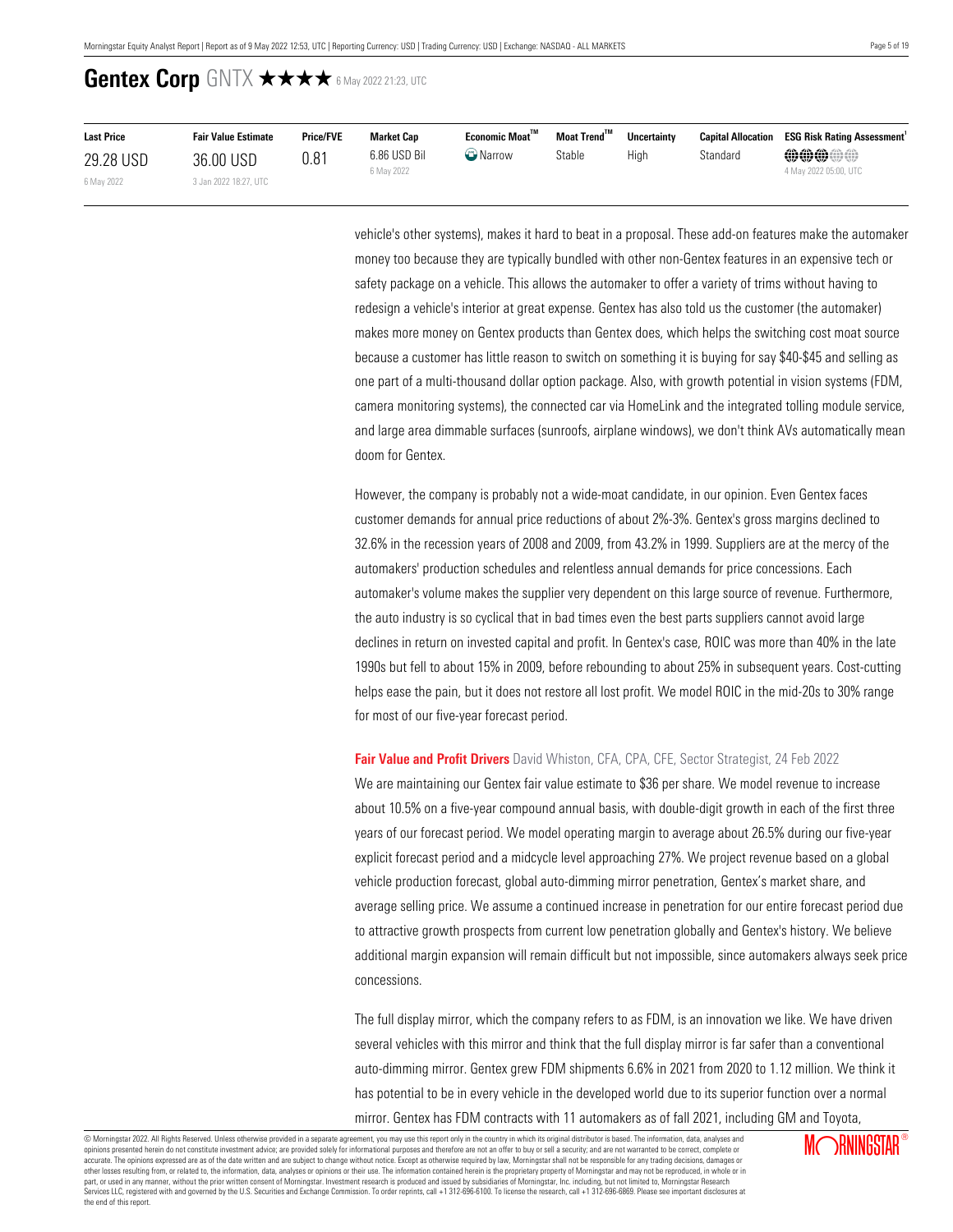# Gentex Corp GNTX ★★★★ 6 May 2022 21:23, UTC

| Last Price | Fair Value Estimate | Price/FVE | Market Cap | Economic Moat™ | Moat Trend™ | Uncertainty | Capital Allocation | ESG Risk Rating Assessment[1] |
| --- | --- | --- | --- | --- | --- | --- | --- | --- |
| 29.28 USD<br>6 May 2022 | 36.00 USD<br>3 Jan 2022 18:27, UTC | 0.81 | 6.86 USD Bil<br>6 May 2022 | Narrow | Stable | High | Standard | 4 May 2022 05:00, UTC |

vehicle's other systems), makes it hard to beat in a proposal. These add-on features make the automaker money too because they are typically bundled with other non-Gentex features in an expensive tech or safety package on a vehicle. This allows the automaker to offer a variety of trims without having to redesign a vehicle's interior at great expense. Gentex has also told us the customer (the automaker) makes more money on Gentex products than Gentex does, which helps the switching cost moat source because a customer has little reason to switch on something it is buying for say $40-$45 and selling as one part of a multi-thousand dollar option package. Also, with growth potential in vision systems (FDM, camera monitoring systems), the connected car via HomeLink and the integrated tolling module service, and large area dimmable surfaces (sunroofs, airplane windows), we don't think AVs automatically mean doom for Gentex.

However, the company is probably not a wide-moat candidate, in our opinion. Even Gentex faces customer demands for annual price reductions of about 2%-3%. Gentex's gross margins declined to 32.6% in the recession years of 2008 and 2009, from 43.2% in 1999. Suppliers are at the mercy of the automakers' production schedules and relentless annual demands for price concessions. Each automaker's volume makes the supplier very dependent on this large source of revenue. Furthermore, the auto industry is so cyclical that in bad times even the best parts suppliers cannot avoid large declines in return on invested capital and profit. In Gentex's case, ROIC was more than 40% in the late 1990s but fell to about 15% in 2009, before rebounding to about 25% in subsequent years. Cost-cutting helps ease the pain, but it does not restore all lost profit. We model ROIC in the mid-20s to 30% range for most of our five-year forecast period.

**Fair Value and Profit Drivers** David Whiston, CFA, CPA, CFE, Sector Strategist, 24 Feb 2022

We are maintaining our Gentex fair value estimate to $36 per share. We model revenue to increase about 10.5% on a five-year compound annual basis, with double-digit growth in each of the first three years of our forecast period. We model operating margin to average about 26.5% during our five-year explicit forecast period and a midcycle level approaching 27%. We project revenue based on a global vehicle production forecast, global auto-dimming mirror penetration, Gentex's market share, and average selling price. We assume a continued increase in penetration for our entire forecast period due to attractive growth prospects from current low penetration globally and Gentex's history. We believe additional margin expansion will remain difficult but not impossible, since automakers always seek price concessions.

The full display mirror, which the company refers to as FDM, is an innovation we like. We have driven several vehicles with this mirror and think that the full display mirror is far safer than a conventional auto-dimming mirror. Gentex grew FDM shipments 6.6% in 2021 from 2020 to 1.12 million. We think it has potential to be in every vehicle in the developed world due to its superior function over a normal mirror. Gentex has FDM contracts with 11 automakers as of fall 2021, including GM and Toyota,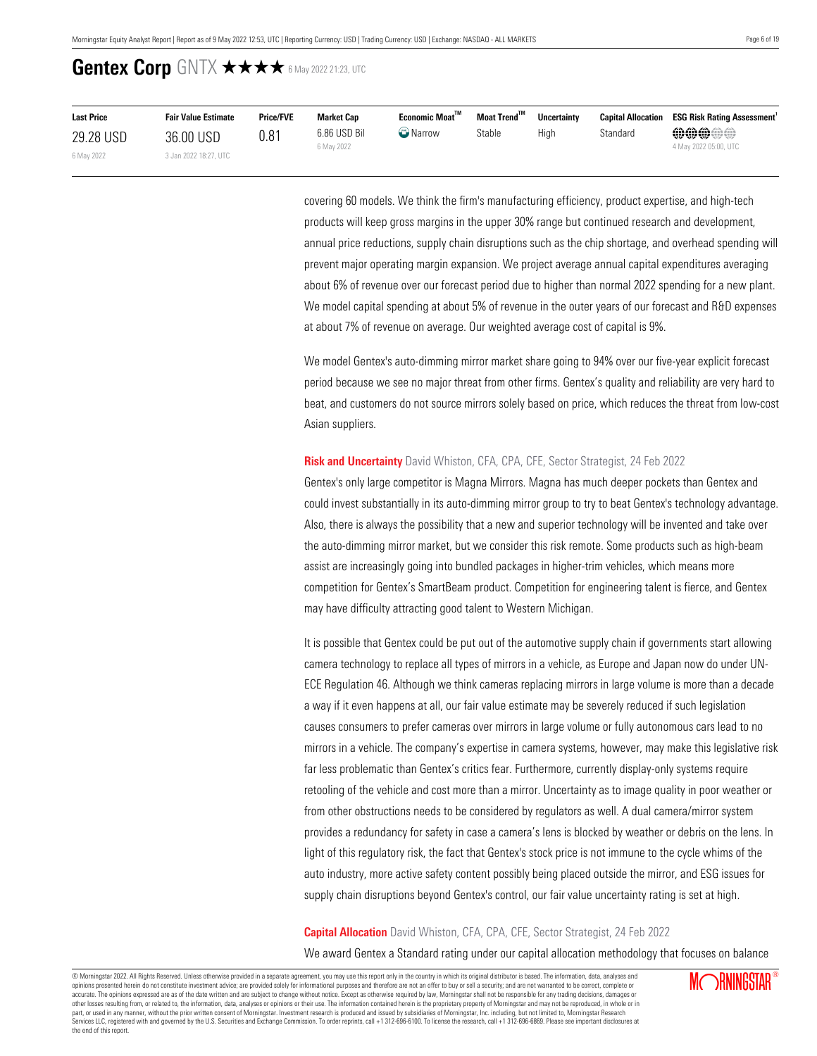# Gentex Corp GNTX ★★★★ 6 May 2022 21:23, UTC

| Last Price | Fair Value Estimate | Price/FVE | Market Cap | Economic Moat™ | Moat Trend™ | Uncertainty | Capital Allocation | ESG Risk Rating Assessment[1] |
|---|---|---|---|---|---|---|---|---|
| 29.28 USD<br>6 May 2022 | 36.00 USD<br>3 Jan 2022 18:27, UTC | 0.81 | 6.86 USD Bil<br>6 May 2022 | Narrow | Stable | High | Standard | 4 May 2022 05:00, UTC |

covering 60 models. We think the firm's manufacturing efficiency, product expertise, and high-tech products will keep gross margins in the upper 30% range but continued research and development, annual price reductions, supply chain disruptions such as the chip shortage, and overhead spending will prevent major operating margin expansion. We project average annual capital expenditures averaging about 6% of revenue over our forecast period due to higher than normal 2022 spending for a new plant. We model capital spending at about 5% of revenue in the outer years of our forecast and R&D expenses at about 7% of revenue on average. Our weighted average cost of capital is 9%.

We model Gentex's auto-dimming mirror market share going to 94% over our five-year explicit forecast period because we see no major threat from other firms. Gentex's quality and reliability are very hard to beat, and customers do not source mirrors solely based on price, which reduces the threat from low-cost Asian suppliers.

**Risk and Uncertainty** David Whiston, CFA, CPA, CFE, Sector Strategist, 24 Feb 2022

Gentex's only large competitor is Magna Mirrors. Magna has much deeper pockets than Gentex and could invest substantially in its auto-dimming mirror group to try to beat Gentex's technology advantage. Also, there is always the possibility that a new and superior technology will be invented and take over the auto-dimming mirror market, but we consider this risk remote. Some products such as high-beam assist are increasingly going into bundled packages in higher-trim vehicles, which means more competition for Gentex's SmartBeam product. Competition for engineering talent is fierce, and Gentex may have difficulty attracting good talent to Western Michigan.

It is possible that Gentex could be put out of the automotive supply chain if governments start allowing camera technology to replace all types of mirrors in a vehicle, as Europe and Japan now do under UN-ECE Regulation 46. Although we think cameras replacing mirrors in large volume is more than a decade a way if it even happens at all, our fair value estimate may be severely reduced if such legislation causes consumers to prefer cameras over mirrors in large volume or fully autonomous cars lead to no mirrors in a vehicle. The company's expertise in camera systems, however, may make this legislative risk far less problematic than Gentex's critics fear. Furthermore, currently display-only systems require retooling of the vehicle and cost more than a mirror. Uncertainty as to image quality in poor weather or from other obstructions needs to be considered by regulators as well. A dual camera/mirror system provides a redundancy for safety in case a camera's lens is blocked by weather or debris on the lens. In light of this regulatory risk, the fact that Gentex's stock price is not immune to the cycle whims of the auto industry, more active safety content possibly being placed outside the mirror, and ESG issues for supply chain disruptions beyond Gentex's control, our fair value uncertainty rating is set at high.

**Capital Allocation** David Whiston, CFA, CPA, CFE, Sector Strategist, 24 Feb 2022

We award Gentex a Standard rating under our capital allocation methodology that focuses on balance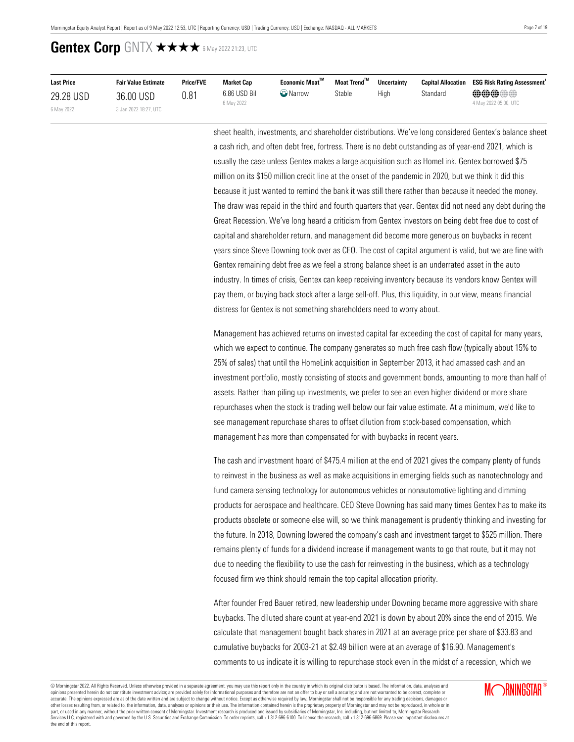# Gentex Corp GNTX ★★★★ 6 May 2022 21:23, UTC

| Last Price | Fair Value Estimate | Price/FVE | Market Cap | Economic Moat™ | Moat Trend™ | Uncertainty | Capital Allocation | ESG Risk Rating Assessment[1] |
|---|---|---|---|---|---|---|---|---|
| 29.28 USD<br>6 May 2022 | 36.00 USD<br>3 Jan 2022 18:27, UTC | 0.81 | 6.86 USD Bil<br>6 May 2022 | Narrow | Stable | High | Standard | 4 May 2022 05:00, UTC |

sheet health, investments, and shareholder distributions. We've long considered Gentex's balance sheet a cash rich, and often debt free, fortress. There is no debt outstanding as of year-end 2021, which is usually the case unless Gentex makes a large acquisition such as HomeLink. Gentex borrowed $75 million on its $150 million credit line at the onset of the pandemic in 2020, but we think it did this because it just wanted to remind the bank it was still there rather than because it needed the money. The draw was repaid in the third and fourth quarters that year. Gentex did not need any debt during the Great Recession. We've long heard a criticism from Gentex investors on being debt free due to cost of capital and shareholder return, and management did become more generous on buybacks in recent years since Steve Downing took over as CEO. The cost of capital argument is valid, but we are fine with Gentex remaining debt free as we feel a strong balance sheet is an underrated asset in the auto industry. In times of crisis, Gentex can keep receiving inventory because its vendors know Gentex will pay them, or buying back stock after a large sell-off. Plus, this liquidity, in our view, means financial distress for Gentex is not something shareholders need to worry about.

Management has achieved returns on invested capital far exceeding the cost of capital for many years, which we expect to continue. The company generates so much free cash flow (typically about 15% to 25% of sales) that until the HomeLink acquisition in September 2013, it had amassed cash and an investment portfolio, mostly consisting of stocks and government bonds, amounting to more than half of assets. Rather than piling up investments, we prefer to see an even higher dividend or more share repurchases when the stock is trading well below our fair value estimate. At a minimum, we'd like to see management repurchase shares to offset dilution from stock-based compensation, which management has more than compensated for with buybacks in recent years.

The cash and investment hoard of $475.4 million at the end of 2021 gives the company plenty of funds to reinvest in the business as well as make acquisitions in emerging fields such as nanotechnology and fund camera sensing technology for autonomous vehicles or nonautomotive lighting and dimming products for aerospace and healthcare. CEO Steve Downing has said many times Gentex has to make its products obsolete or someone else will, so we think management is prudently thinking and investing for the future. In 2018, Downing lowered the company's cash and investment target to $525 million. There remains plenty of funds for a dividend increase if management wants to go that route, but it may not due to needing the flexibility to use the cash for reinvesting in the business, which as a technology focused firm we think should remain the top capital allocation priority.

After founder Fred Bauer retired, new leadership under Downing became more aggressive with share buybacks. The diluted share count at year-end 2021 is down by about 20% since the end of 2015. We calculate that management bought back shares in 2021 at an average price per share of $33.83 and cumulative buybacks for 2003-21 at $2.49 billion were at an average of $16.90. Management's comments to us indicate it is willing to repurchase stock even in the midst of a recession, which we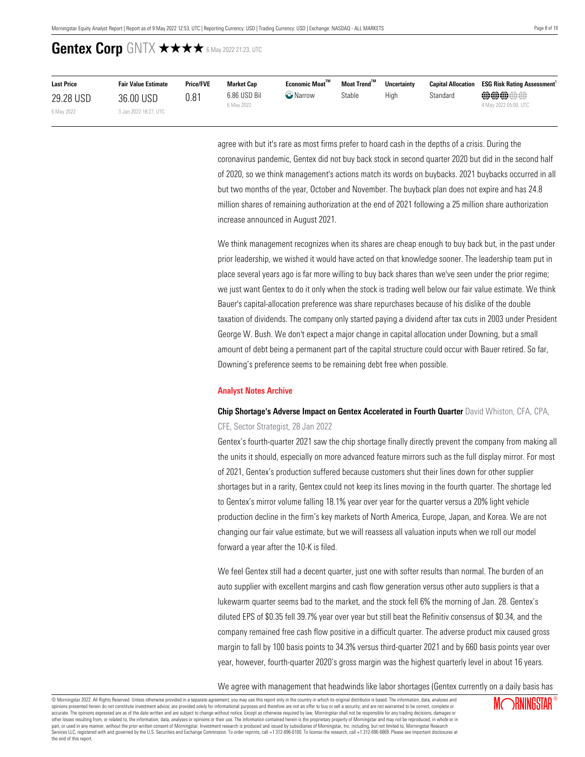# Gentex Corp GNTX ★★★★ 6 May 2022 21:23, UTC

| Last Price | Fair Value Estimate | Price/FVE | Market Cap | Economic Moat™ | Moat Trend™ | Uncertainty | Capital Allocation | ESG Risk Rating Assessment[1] |
|---|---|---|---|---|---|---|---|---|
| 29.28 USD<br>6 May 2022 | 36.00 USD<br>3 Jan 2022 18:27, UTC | 0.81 | 6.86 USD Bil<br>6 May 2022 | Narrow | Stable | High | Standard | 3 of 5<br>4 May 2022 05:00, UTC |

agree with but it's rare as most firms prefer to hoard cash in the depths of a crisis. During the coronavirus pandemic, Gentex did not buy back stock in second quarter 2020 but did in the second half of 2020, so we think management's actions match its words on buybacks. 2021 buybacks occurred in all but two months of the year, October and November. The buyback plan does not expire and has 24.8 million shares of remaining authorization at the end of 2021 following a 25 million share authorization increase announced in August 2021.

We think management recognizes when its shares are cheap enough to buy back but, in the past under prior leadership, we wished it would have acted on that knowledge sooner. The leadership team put in place several years ago is far more willing to buy back shares than we've seen under the prior regime; we just want Gentex to do it only when the stock is trading well below our fair value estimate. We think Bauer's capital-allocation preference was share repurchases because of his dislike of the double taxation of dividends. The company only started paying a dividend after tax cuts in 2003 under President George W. Bush. We don't expect a major change in capital allocation under Downing, but a small amount of debt being a permanent part of the capital structure could occur with Bauer retired. So far, Downing's preference seems to be remaining debt free when possible.

## Analyst Notes Archive

**Chip Shortage's Adverse Impact on Gentex Accelerated in Fourth Quarter** David Whiston, CFA, CPA, CFE, Sector Strategist, 28 Jan 2022

Gentex's fourth-quarter 2021 saw the chip shortage finally directly prevent the company from making all the units it should, especially on more advanced feature mirrors such as the full display mirror. For most of 2021, Gentex's production suffered because customers shut their lines down for other supplier shortages but in a rarity, Gentex could not keep its lines moving in the fourth quarter. The shortage led to Gentex's mirror volume falling 18.1% year over year for the quarter versus a 20% light vehicle production decline in the firm's key markets of North America, Europe, Japan, and Korea. We are not changing our fair value estimate, but we will reassess all valuation inputs when we roll our model forward a year after the 10-K is filed.

We feel Gentex still had a decent quarter, just one with softer results than normal. The burden of an auto supplier with excellent margins and cash flow generation versus other auto suppliers is that a lukewarm quarter seems bad to the market, and the stock fell 6% the morning of Jan. 28. Gentex's diluted EPS of $0.35 fell 39.7% year over year but still beat the Refinitiv consensus of $0.34, and the company remained free cash flow positive in a difficult quarter. The adverse product mix caused gross margin to fall by 100 basis points to 34.3% versus third-quarter 2021 and by 660 basis points year over year, however, fourth-quarter 2020's gross margin was the highest quarterly level in about 16 years.

We agree with management that headwinds like labor shortages (Gentex currently on a daily basis has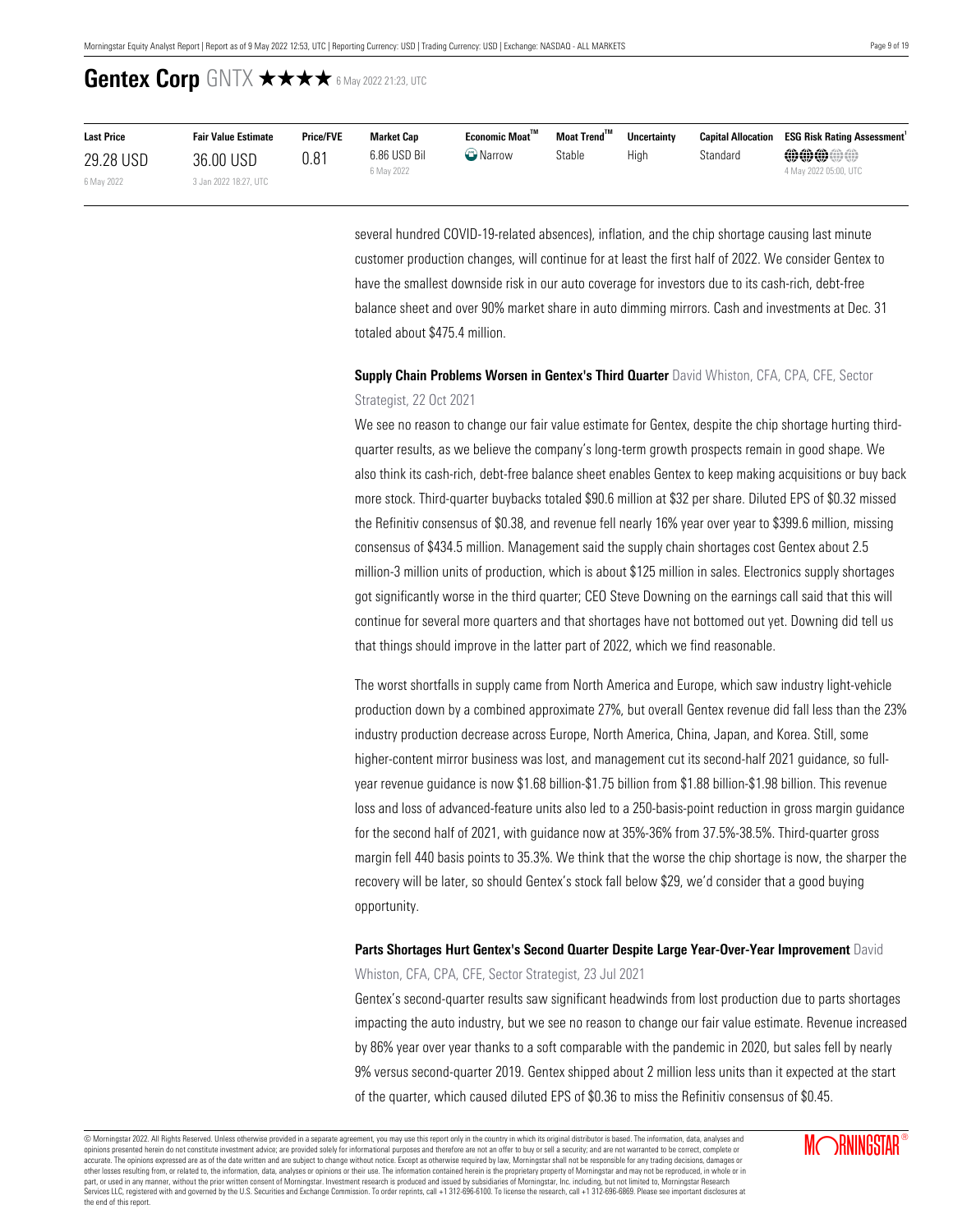# Gentex Corp GNTX ★★★★ 6 May 2022 21:23, UTC

| Last Price | Fair Value Estimate | Price/FVE | Market Cap | Economic Moat™ | Moat Trend™ | Uncertainty | Capital Allocation | ESG Risk Rating Assessment[1] |
|---|---|---|---|---|---|---|---|---|
| 29.28 USD<br>6 May 2022 | 36.00 USD<br>3 Jan 2022 18:27, UTC | 0.81 | 6.86 USD Bil<br>6 May 2022 | Narrow | Stable | High | Standard | 4 May 2022 05:00, UTC |

several hundred COVID-19-related absences), inflation, and the chip shortage causing last minute customer production changes, will continue for at least the first half of 2022. We consider Gentex to have the smallest downside risk in our auto coverage for investors due to its cash-rich, debt-free balance sheet and over 90% market share in auto dimming mirrors. Cash and investments at Dec. 31 totaled about $475.4 million.

**Supply Chain Problems Worsen in Gentex's Third Quarter** David Whiston, CFA, CPA, CFE, Sector Strategist, 22 Oct 2021

We see no reason to change our fair value estimate for Gentex, despite the chip shortage hurting third-quarter results, as we believe the company's long-term growth prospects remain in good shape. We also think its cash-rich, debt-free balance sheet enables Gentex to keep making acquisitions or buy back more stock. Third-quarter buybacks totaled $90.6 million at $32 per share. Diluted EPS of $0.32 missed the Refinitiv consensus of $0.38, and revenue fell nearly 16% year over year to $399.6 million, missing consensus of $434.5 million. Management said the supply chain shortages cost Gentex about 2.5 million-3 million units of production, which is about $125 million in sales. Electronics supply shortages got significantly worse in the third quarter; CEO Steve Downing on the earnings call said that this will continue for several more quarters and that shortages have not bottomed out yet. Downing did tell us that things should improve in the latter part of 2022, which we find reasonable.

The worst shortfalls in supply came from North America and Europe, which saw industry light-vehicle production down by a combined approximate 27%, but overall Gentex revenue did fall less than the 23% industry production decrease across Europe, North America, China, Japan, and Korea. Still, some higher-content mirror business was lost, and management cut its second-half 2021 guidance, so full-year revenue guidance is now $1.68 billion-$1.75 billion from $1.88 billion-$1.98 billion. This revenue loss and loss of advanced-feature units also led to a 250-basis-point reduction in gross margin guidance for the second half of 2021, with guidance now at 35%-36% from 37.5%-38.5%. Third-quarter gross margin fell 440 basis points to 35.3%. We think that the worse the chip shortage is now, the sharper the recovery will be later, so should Gentex's stock fall below $29, we'd consider that a good buying opportunity.

**Parts Shortages Hurt Gentex's Second Quarter Despite Large Year-Over-Year Improvement** David Whiston, CFA, CPA, CFE, Sector Strategist, 23 Jul 2021

Gentex's second-quarter results saw significant headwinds from lost production due to parts shortages impacting the auto industry, but we see no reason to change our fair value estimate. Revenue increased by 86% year over year thanks to a soft comparable with the pandemic in 2020, but sales fell by nearly 9% versus second-quarter 2019. Gentex shipped about 2 million less units than it expected at the start of the quarter, which caused diluted EPS of $0.36 to miss the Refinitiv consensus of $0.45.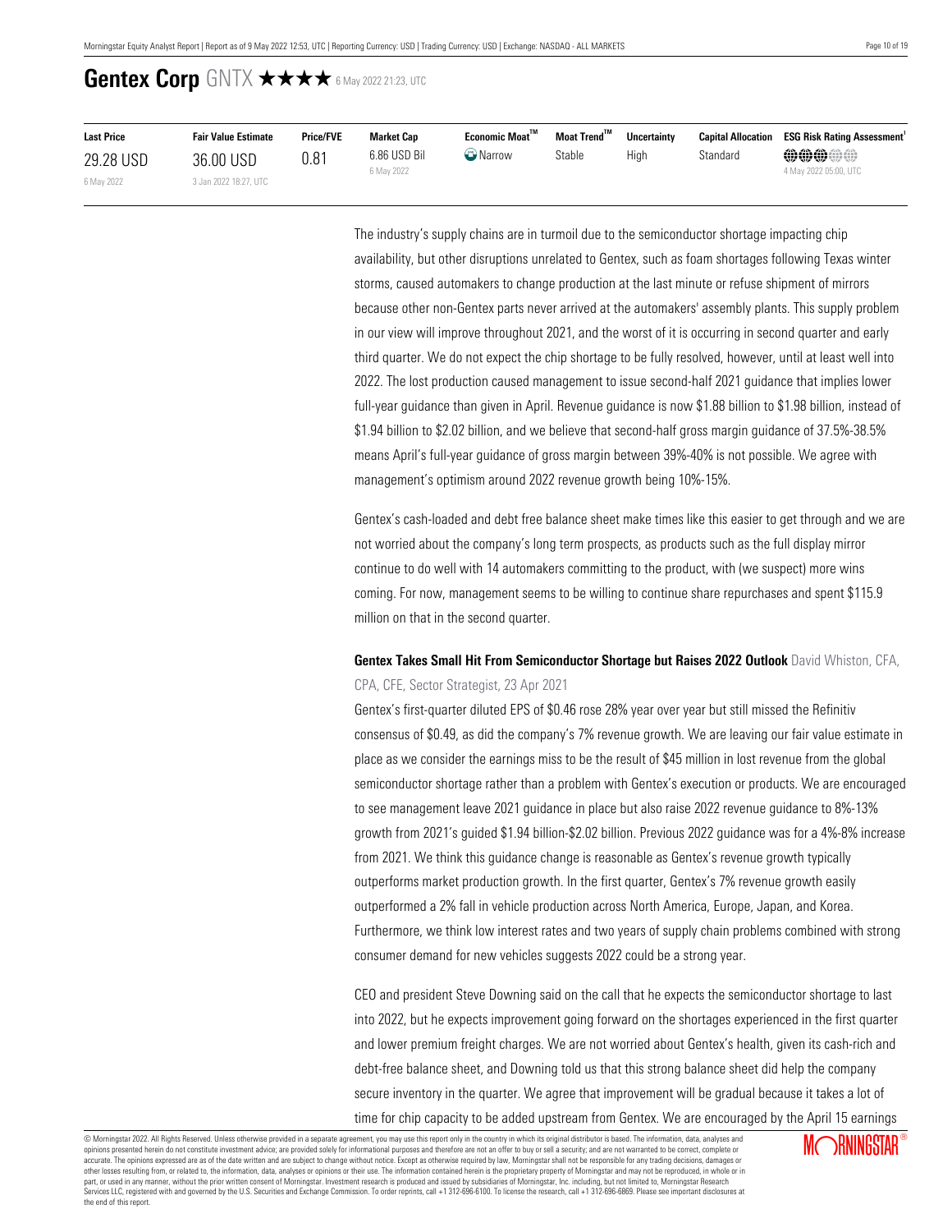# Gentex Corp GNTX ★★★★ 6 May 2022 21:23, UTC

| Last Price | Fair Value Estimate | Price/FVE | Market Cap | Economic Moat™ | Moat Trend™ | Uncertainty | Capital Allocation | ESG Risk Rating Assessment[1] |
|---|---|---|---|---|---|---|---|---|
| 29.28 USD<br>6 May 2022 | 36.00 USD<br>3 Jan 2022 18:27, UTC | 0.81 | 6.86 USD Bil<br>6 May 2022 | Narrow | Stable | High | Standard | 3 of 5 globes<br>4 May 2022 05:00, UTC |

The industry's supply chains are in turmoil due to the semiconductor shortage impacting chip availability, but other disruptions unrelated to Gentex, such as foam shortages following Texas winter storms, caused automakers to change production at the last minute or refuse shipment of mirrors because other non-Gentex parts never arrived at the automakers' assembly plants. This supply problem in our view will improve throughout 2021, and the worst of it is occurring in second quarter and early third quarter. We do not expect the chip shortage to be fully resolved, however, until at least well into 2022. The lost production caused management to issue second-half 2021 guidance that implies lower full-year guidance than given in April. Revenue guidance is now $1.88 billion to $1.98 billion, instead of $1.94 billion to $2.02 billion, and we believe that second-half gross margin guidance of 37.5%-38.5% means April's full-year guidance of gross margin between 39%-40% is not possible. We agree with management's optimism around 2022 revenue growth being 10%-15%.

Gentex's cash-loaded and debt free balance sheet make times like this easier to get through and we are not worried about the company's long term prospects, as products such as the full display mirror continue to do well with 14 automakers committing to the product, with (we suspect) more wins coming. For now, management seems to be willing to continue share repurchases and spent $115.9 million on that in the second quarter.

**Gentex Takes Small Hit From Semiconductor Shortage but Raises 2022 Outlook** David Whiston, CFA, CPA, CFE, Sector Strategist, 23 Apr 2021

Gentex's first-quarter diluted EPS of $0.46 rose 28% year over year but still missed the Refinitiv consensus of $0.49, as did the company's 7% revenue growth. We are leaving our fair value estimate in place as we consider the earnings miss to be the result of $45 million in lost revenue from the global semiconductor shortage rather than a problem with Gentex's execution or products. We are encouraged to see management leave 2021 guidance in place but also raise 2022 revenue guidance to 8%-13% growth from 2021's guided $1.94 billion-$2.02 billion. Previous 2022 guidance was for a 4%-8% increase from 2021. We think this guidance change is reasonable as Gentex's revenue growth typically outperforms market production growth. In the first quarter, Gentex's 7% revenue growth easily outperformed a 2% fall in vehicle production across North America, Europe, Japan, and Korea. Furthermore, we think low interest rates and two years of supply chain problems combined with strong consumer demand for new vehicles suggests 2022 could be a strong year.

CEO and president Steve Downing said on the call that he expects the semiconductor shortage to last into 2022, but he expects improvement going forward on the shortages experienced in the first quarter and lower premium freight charges. We are not worried about Gentex's health, given its cash-rich and debt-free balance sheet, and Downing told us that this strong balance sheet did help the company secure inventory in the quarter. We agree that improvement will be gradual because it takes a lot of time for chip capacity to be added upstream from Gentex. We are encouraged by the April 15 earnings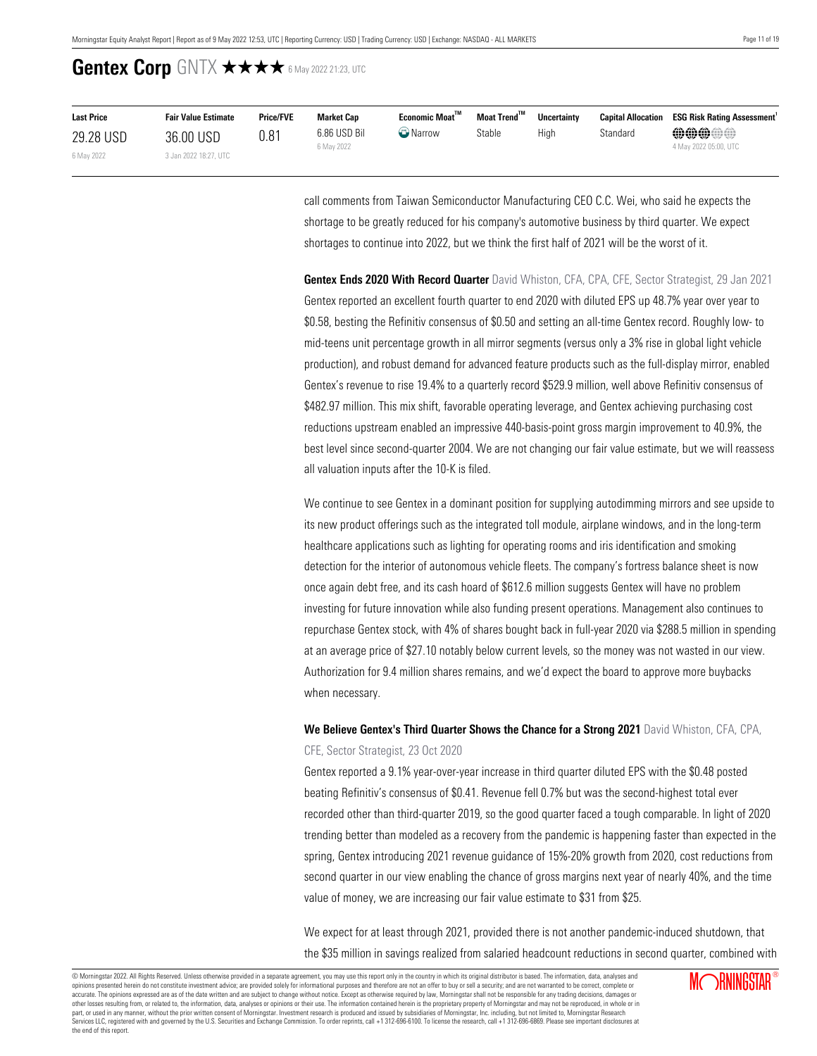call comments from Taiwan Semiconductor Manufacturing CEO C.C. Wei, who said he expects the shortage to be greatly reduced for his company's automotive business by third quarter. We expect shortages to continue into 2022, but we think the first half of 2021 will be the worst of it.

**Gentex Ends 2020 With Record Quarter** David Whiston, CFA, CPA, CFE, Sector Strategist, 29 Jan 2021

Gentex reported an excellent fourth quarter to end 2020 with diluted EPS up 48.7% year over year to \$0.58, besting the Refinitiv consensus of \$0.50 and setting an all-time Gentex record. Roughly low- to mid-teens unit percentage growth in all mirror segments (versus only a 3% rise in global light vehicle production), and robust demand for advanced feature products such as the full-display mirror, enabled Gentex's revenue to rise 19.4% to a quarterly record \$529.9 million, well above Refinitiv consensus of \$482.97 million. This mix shift, favorable operating leverage, and Gentex achieving purchasing cost reductions upstream enabled an impressive 440-basis-point gross margin improvement to 40.9%, the best level since second-quarter 2004. We are not changing our fair value estimate, but we will reassess all valuation inputs after the 10-K is filed.

We continue to see Gentex in a dominant position for supplying autodimming mirrors and see upside to its new product offerings such as the integrated toll module, airplane windows, and in the long-term healthcare applications such as lighting for operating rooms and iris identification and smoking detection for the interior of autonomous vehicle fleets. The company's fortress balance sheet is now once again debt free, and its cash hoard of \$612.6 million suggests Gentex will have no problem investing for future innovation while also funding present operations. Management also continues to repurchase Gentex stock, with 4% of shares bought back in full-year 2020 via \$288.5 million in spending at an average price of \$27.10 notably below current levels, so the money was not wasted in our view. Authorization for 9.4 million shares remains, and we'd expect the board to approve more buybacks when necessary.

**We Believe Gentex's Third Quarter Shows the Chance for a Strong 2021** David Whiston, CFA, CPA, CFE, Sector Strategist, 23 Oct 2020

Gentex reported a 9.1% year-over-year increase in third quarter diluted EPS with the \$0.48 posted beating Refinitiv's consensus of \$0.41. Revenue fell 0.7% but was the second-highest total ever recorded other than third-quarter 2019, so the good quarter faced a tough comparable. In light of 2020 trending better than modeled as a recovery from the pandemic is happening faster than expected in the spring, Gentex introducing 2021 revenue guidance of 15%-20% growth from 2020, cost reductions from second quarter in our view enabling the chance of gross margins next year of nearly 40%, and the time value of money, we are increasing our fair value estimate to \$31 from \$25.

We expect for at least through 2021, provided there is not another pandemic-induced shutdown, that the \$35 million in savings realized from salaried headcount reductions in second quarter, combined with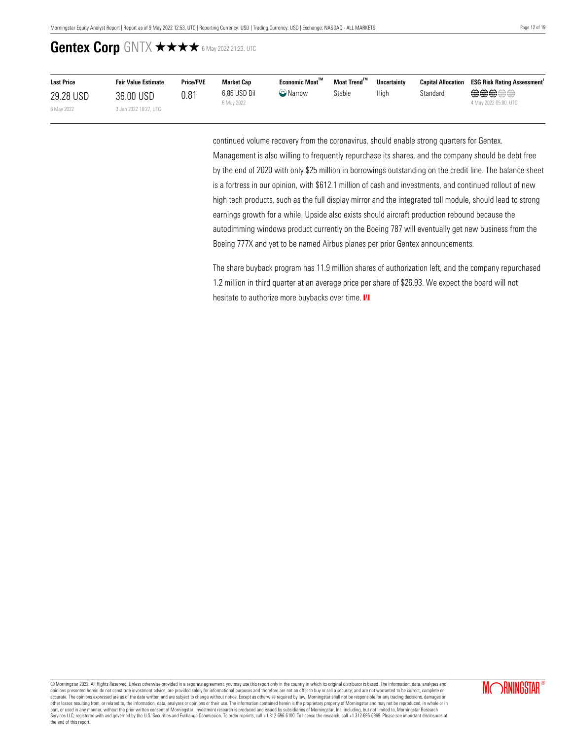# Gentex Corp GNTX ★★★★ 6 May 2022 21:23, UTC

| Last Price | Fair Value Estimate | Price/FVE | Market Cap | Economic Moat™ | Moat Trend™ | Uncertainty | Capital Allocation | ESG Risk Rating Assessment[1] |
|---|---|---|---|---|---|---|---|---|
| 29.28 USD<br>6 May 2022 | 36.00 USD<br>3 Jan 2022 18:27, UTC | 0.81 | 6.86 USD Bil<br>6 May 2022 | Narrow | Stable | High | Standard | 4 May 2022 05:00, UTC |

continued volume recovery from the coronavirus, should enable strong quarters for Gentex. Management is also willing to frequently repurchase its shares, and the company should be debt free by the end of 2020 with only $25 million in borrowings outstanding on the credit line. The balance sheet is a fortress in our opinion, with $612.1 million of cash and investments, and continued rollout of new high tech products, such as the full display mirror and the integrated toll module, should lead to strong earnings growth for a while. Upside also exists should aircraft production rebound because the autodimming windows product currently on the Boeing 787 will eventually get new business from the Boeing 777X and yet to be named Airbus planes per prior Gentex announcements.

The share buyback program has 11.9 million shares of authorization left, and the company repurchased 1.2 million in third quarter at an average price per share of $26.93. We expect the board will not hesitate to authorize more buybacks over time.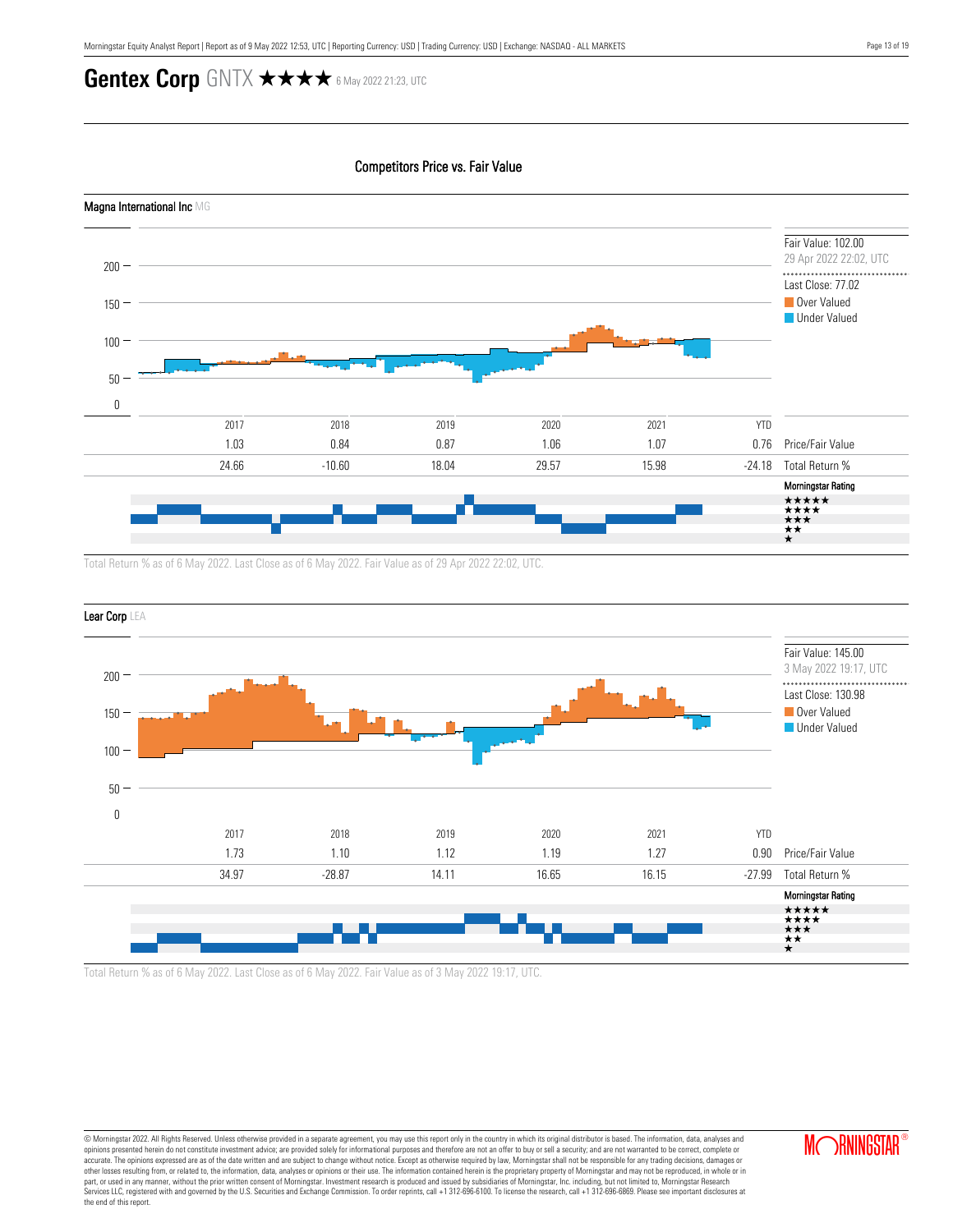# Gentex Corp GNTX ★★★★ 6 May 2022 21:23, UTC

## Competitors Price vs. Fair Value

### Magna International Inc MG

Fair Value: 102.00
29 Apr 2022 22:02, UTC

Last Close: 77.02

Over Valued
Under Valued

| | 2017 | 2018 | 2019 | 2020 | 2021 | YTD |
|---|---|---|---|---|---|---|
| Price/Fair Value | 1.03 | 0.84 | 0.87 | 1.06 | 1.07 | 0.76 |
| Total Return % | 24.66 | -10.60 | 18.04 | 29.57 | 15.98 | -24.18 |

Morningstar Rating

Total Return % as of 6 May 2022. Last Close as of 6 May 2022. Fair Value as of 29 Apr 2022 22:02, UTC.

### Lear Corp LEA

Fair Value: 145.00
3 May 2022 19:17, UTC

Last Close: 130.98

Over Valued
Under Valued

| | 2017 | 2018 | 2019 | 2020 | 2021 | YTD |
|---|---|---|---|---|---|---|
| Price/Fair Value | 1.73 | 1.10 | 1.12 | 1.19 | 1.27 | 0.90 |
| Total Return % | 34.97 | -28.87 | 14.11 | 16.65 | 16.15 | -27.99 |

Morningstar Rating

Total Return % as of 6 May 2022. Last Close as of 6 May 2022. Fair Value as of 3 May 2022 19:17, UTC.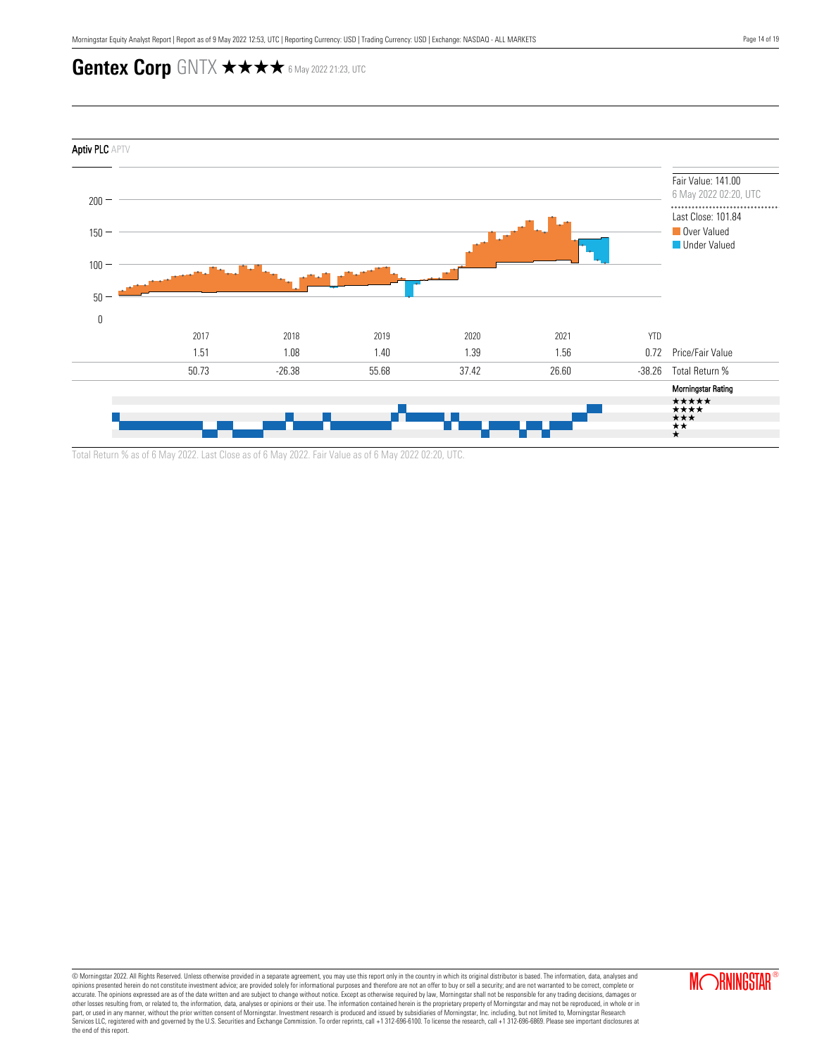# Gentex Corp GNTX ★★★★ 6 May 2022 21:23, UTC

## Aptiv PLC APTV

Fair Value: 141.00
6 May 2022 02:20, UTC

Last Close: 101.84

Over Valued
Under Valued

| | 2017 | 2018 | 2019 | 2020 | 2021 | YTD | |
|---|---|---|---|---|---|---|---|
| | 1.51 | 1.08 | 1.40 | 1.39 | 1.56 | 0.72 | Price/Fair Value |
| | 50.73 | -26.38 | 55.68 | 37.42 | 26.60 | -38.26 | Total Return % |

Morningstar Rating

★★★★★
★★★★
★★★
★★
★

Total Return % as of 6 May 2022. Last Close as of 6 May 2022. Fair Value as of 6 May 2022 02:20, UTC.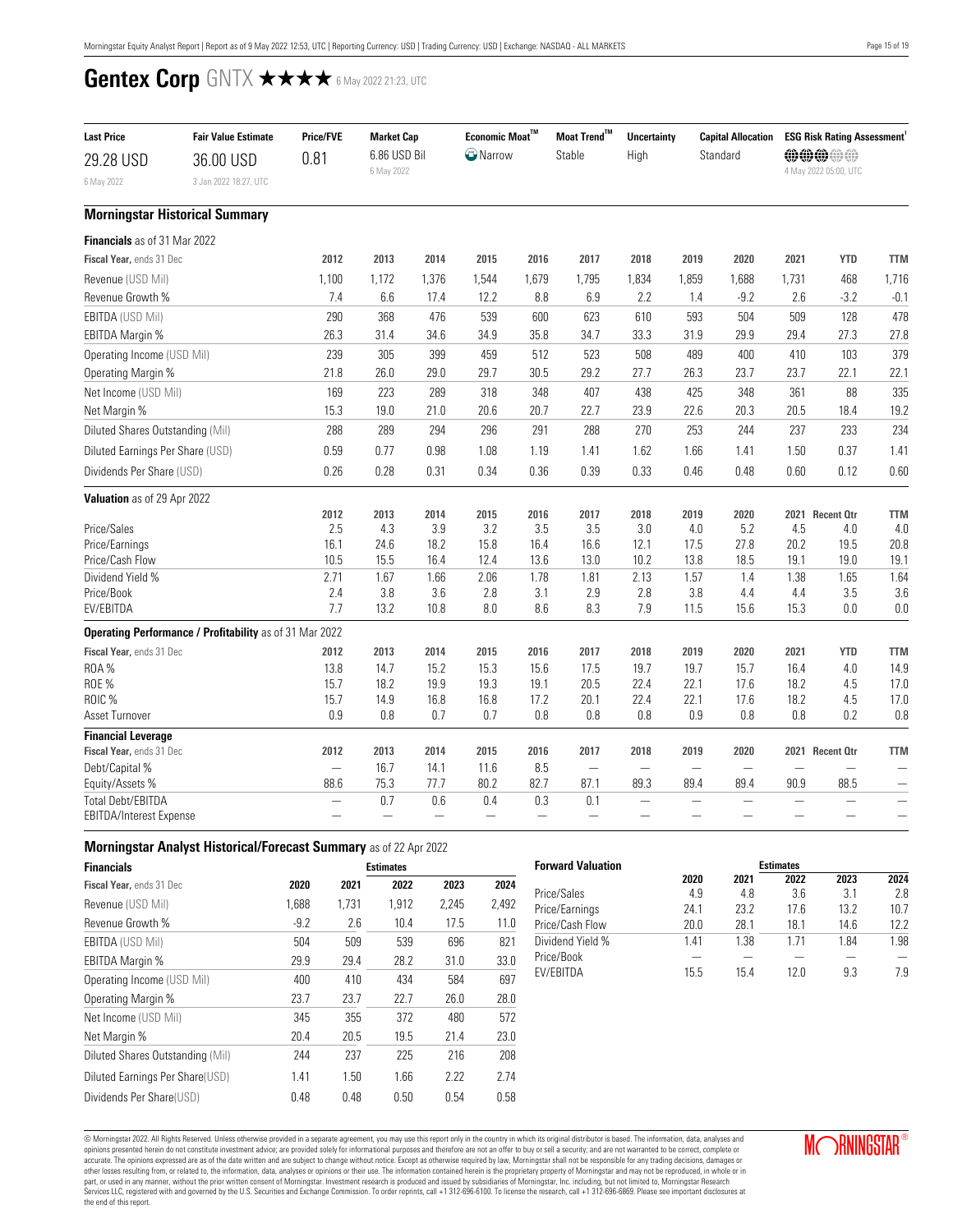# Gentex Corp GNTX ★★★★ 6 May 2022 21:23, UTC

| Last Price | Fair Value Estimate | Price/FVE | Market Cap | Economic Moat™ | Moat Trend™ | Uncertainty | Capital Allocation | ESG Risk Rating Assessment[1] |
|---|---|---|---|---|---|---|---|---|
| 29.28 USD<br>6 May 2022 | 36.00 USD<br>3 Jan 2022 18:27, UTC | 0.81 | 6.86 USD Bil<br>6 May 2022 | Narrow | Stable | High | Standard | 4 May 2022 05:00, UTC |

## Morningstar Historical Summary

**Financials** as of 31 Mar 2022

| Fiscal Year, ends 31 Dec | 2012 | 2013 | 2014 | 2015 | 2016 | 2017 | 2018 | 2019 | 2020 | 2021 | YTD | TTM |
|---|---|---|---|---|---|---|---|---|---|---|---|---|
| Revenue (USD Mil) | 1,100 | 1,172 | 1,376 | 1,544 | 1,679 | 1,795 | 1,834 | 1,859 | 1,688 | 1,731 | 468 | 1,716 |
| Revenue Growth % | 7.4 | 6.6 | 17.4 | 12.2 | 8.8 | 6.9 | 2.2 | 1.4 | -9.2 | 2.6 | -3.2 | -0.1 |
| EBITDA (USD Mil) | 290 | 368 | 476 | 539 | 600 | 623 | 610 | 593 | 504 | 509 | 128 | 478 |
| EBITDA Margin % | 26.3 | 31.4 | 34.6 | 34.9 | 35.8 | 34.7 | 33.3 | 31.9 | 29.9 | 29.4 | 27.3 | 27.8 |
| Operating Income (USD Mil) | 239 | 305 | 399 | 459 | 512 | 523 | 508 | 489 | 400 | 410 | 103 | 379 |
| Operating Margin % | 21.8 | 26.0 | 29.0 | 29.7 | 30.5 | 29.2 | 27.7 | 26.3 | 23.7 | 23.7 | 22.1 | 22.1 |
| Net Income (USD Mil) | 169 | 223 | 289 | 318 | 348 | 407 | 438 | 425 | 348 | 361 | 88 | 335 |
| Net Margin % | 15.3 | 19.0 | 21.0 | 20.6 | 20.7 | 22.7 | 23.9 | 22.6 | 20.3 | 20.5 | 18.4 | 19.2 |
| Diluted Shares Outstanding (Mil) | 288 | 289 | 294 | 296 | 291 | 288 | 270 | 253 | 244 | 237 | 233 | 234 |
| Diluted Earnings Per Share (USD) | 0.59 | 0.77 | 0.98 | 1.08 | 1.19 | 1.41 | 1.62 | 1.66 | 1.41 | 1.50 | 0.37 | 1.41 |
| Dividends Per Share (USD) | 0.26 | 0.28 | 0.31 | 0.34 | 0.36 | 0.39 | 0.33 | 0.46 | 0.48 | 0.60 | 0.12 | 0.60 |

**Valuation** as of 29 Apr 2022

| | 2012 | 2013 | 2014 | 2015 | 2016 | 2017 | 2018 | 2019 | 2020 | 2021 | Recent Qtr | TTM |
|---|---|---|---|---|---|---|---|---|---|---|---|---|
| Price/Sales | 2.5 | 4.3 | 3.9 | 3.2 | 3.5 | 3.5 | 3.0 | 4.0 | 5.2 | 4.5 | 4.0 | 4.0 |
| Price/Earnings | 16.1 | 24.6 | 18.2 | 15.8 | 16.4 | 16.6 | 12.1 | 17.5 | 27.8 | 20.2 | 19.5 | 20.8 |
| Price/Cash Flow | 10.5 | 15.5 | 16.4 | 12.4 | 13.6 | 13.0 | 10.2 | 13.8 | 18.5 | 19.1 | 19.0 | 19.1 |
| Dividend Yield % | 2.71 | 1.67 | 1.66 | 2.06 | 1.78 | 1.81 | 2.13 | 1.57 | 1.4 | 1.38 | 1.65 | 1.64 |
| Price/Book | 2.4 | 3.8 | 3.6 | 2.8 | 3.1 | 2.9 | 2.8 | 3.8 | 4.4 | 4.4 | 3.5 | 3.6 |
| EV/EBITDA | 7.7 | 13.2 | 10.8 | 8.0 | 8.6 | 8.3 | 7.9 | 11.5 | 15.6 | 15.3 | 0.0 | 0.0 |

**Operating Performance / Profitability** as of 31 Mar 2022

| Fiscal Year, ends 31 Dec | 2012 | 2013 | 2014 | 2015 | 2016 | 2017 | 2018 | 2019 | 2020 | 2021 | YTD | TTM |
|---|---|---|---|---|---|---|---|---|---|---|---|---|
| ROA % | 13.8 | 14.7 | 15.2 | 15.3 | 15.6 | 17.5 | 19.7 | 19.7 | 15.7 | 16.4 | 4.0 | 14.9 |
| ROE % | 15.7 | 18.2 | 19.9 | 19.3 | 19.1 | 20.5 | 22.4 | 22.1 | 17.6 | 18.2 | 4.5 | 17.0 |
| ROIC % | 15.7 | 14.9 | 16.8 | 16.8 | 17.2 | 20.1 | 22.4 | 22.1 | 17.6 | 18.2 | 4.5 | 17.0 |
| Asset Turnover | 0.9 | 0.8 | 0.7 | 0.7 | 0.8 | 0.8 | 0.8 | 0.9 | 0.8 | 0.8 | 0.2 | 0.8 |

**Financial Leverage**

| Fiscal Year, ends 31 Dec | 2012 | 2013 | 2014 | 2015 | 2016 | 2017 | 2018 | 2019 | 2020 | 2021 | Recent Qtr | TTM |
|---|---|---|---|---|---|---|---|---|---|---|---|---|
| Debt/Capital % | — | 16.7 | 14.1 | 11.6 | 8.5 | — | — | — | — | — | — | — |
| Equity/Assets % | 88.6 | 75.3 | 77.7 | 80.2 | 82.7 | 87.1 | 89.3 | 89.4 | 89.4 | 90.9 | 88.5 | — |
| Total Debt/EBITDA | — | 0.7 | 0.6 | 0.4 | 0.3 | 0.1 | — | — | — | — | — | — |
| EBITDA/Interest Expense | — | — | — | — | — | — | — | — | — | — | — | — |

## Morningstar Analyst Historical/Forecast Summary as of 22 Apr 2022

| Financials | | | Estimates | | |
|---|---|---|---|---|---|
| Fiscal Year, ends 31 Dec | 2020 | 2021 | 2022 | 2023 | 2024 |
| Revenue (USD Mil) | 1,688 | 1,731 | 1,912 | 2,245 | 2,492 |
| Revenue Growth % | -9.2 | 2.6 | 10.4 | 17.5 | 11.0 |
| EBITDA (USD Mil) | 504 | 509 | 539 | 696 | 821 |
| EBITDA Margin % | 29.9 | 29.4 | 28.2 | 31.0 | 33.0 |
| Operating Income (USD Mil) | 400 | 410 | 434 | 584 | 697 |
| Operating Margin % | 23.7 | 23.7 | 22.7 | 26.0 | 28.0 |
| Net Income (USD Mil) | 345 | 355 | 372 | 480 | 572 |
| Net Margin % | 20.4 | 20.5 | 19.5 | 21.4 | 23.0 |
| Diluted Shares Outstanding (Mil) | 244 | 237 | 225 | 216 | 208 |
| Diluted Earnings Per Share(USD) | 1.41 | 1.50 | 1.66 | 2.22 | 2.74 |
| Dividends Per Share(USD) | 0.48 | 0.48 | 0.50 | 0.54 | 0.58 |

| Forward Valuation | | | Estimates | | |
|---|---|---|---|---|---|
| | 2020 | 2021 | 2022 | 2023 | 2024 |
| Price/Sales | 4.9 | 4.8 | 3.6 | 3.1 | 2.8 |
| Price/Earnings | 24.1 | 23.2 | 17.6 | 13.2 | 10.7 |
| Price/Cash Flow | 20.0 | 28.1 | 18.1 | 14.6 | 12.2 |
| Dividend Yield % | 1.41 | 1.38 | 1.71 | 1.84 | 1.98 |
| Price/Book | — | — | — | — | — |
| EV/EBITDA | 15.5 | 15.4 | 12.0 | 9.3 | 7.9 |

© Morningstar 2022. All Rights Reserved. Unless otherwise provided in a separate agreement, you may use this report only in the country in which its original distributor is based. The information, data, analyses and opinions presented herein do not constitute investment advice; are provided solely for informational purposes and therefore are not an offer to buy or sell a security; and are not warranted to be correct, complete or accurate. The opinions expressed are as of the date written and are subject to change without notice. Except as otherwise required by law, Morningstar shall not be responsible for any trading decisions, damages or other losses resulting from, or related to, the information, data, analyses or opinions or their use. The information contained herein is the proprietary property of Morningstar and may not be reproduced, in whole or in part, or used in any manner, without the prior written consent of Morningstar. Investment research is produced and issued by subsidiaries of Morningstar, Inc. including, but not limited to, Morningstar Research Services LLC, registered with and governed by the U.S. Securities and Exchange Commission. To order reprints, call +1 312-696-6100. To license the research, call +1 312-696-6869. Please see important disclosures at the end of this report.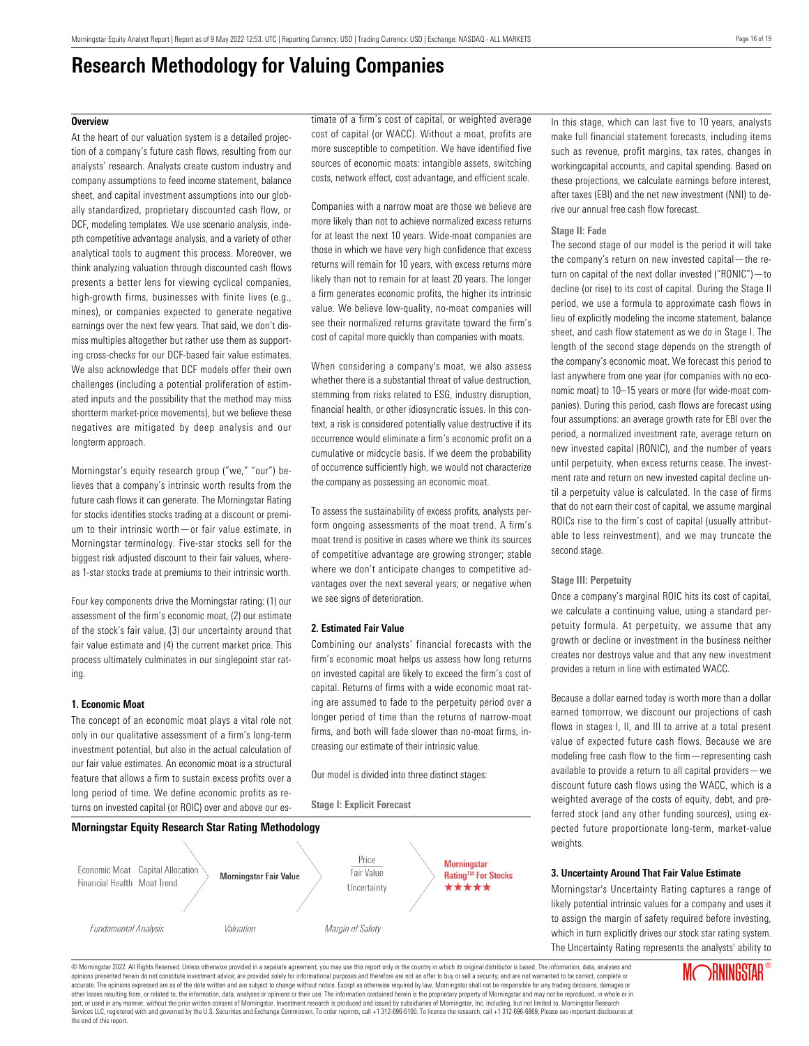# Research Methodology for Valuing Companies

## Overview

At the heart of our valuation system is a detailed projection of a company's future cash flows, resulting from our analysts' research. Analysts create custom industry and company assumptions to feed income statement, balance sheet, and capital investment assumptions into our globally standardized, proprietary discounted cash flow, or DCF, modeling templates. We use scenario analysis, indepth competitive advantage analysis, and a variety of other analytical tools to augment this process. Moreover, we think analyzing valuation through discounted cash flows presents a better lens for viewing cyclical companies, high-growth firms, businesses with finite lives (e.g., mines), or companies expected to generate negative earnings over the next few years. That said, we don't dismiss multiples altogether but rather use them as supporting cross-checks for our DCF-based fair value estimates. We also acknowledge that DCF models offer their own challenges (including a potential proliferation of estimated inputs and the possibility that the method may miss shortterm market-price movements), but we believe these negatives are mitigated by deep analysis and our longterm approach.

Morningstar's equity research group ("we," "our") believes that a company's intrinsic worth results from the future cash flows it can generate. The Morningstar Rating for stocks identifies stocks trading at a discount or premium to their intrinsic worth—or fair value estimate, in Morningstar terminology. Five-star stocks sell for the biggest risk adjusted discount to their fair values, whereas 1-star stocks trade at premiums to their intrinsic worth.

Four key components drive the Morningstar rating: (1) our assessment of the firm's economic moat, (2) our estimate of the stock's fair value, (3) our uncertainty around that fair value estimate and (4) the current market price. This process ultimately culminates in our singlepoint star rating.

### 1. Economic Moat

The concept of an economic moat plays a vital role not only in our qualitative assessment of a firm's long-term investment potential, but also in the actual calculation of our fair value estimates. An economic moat is a structural feature that allows a firm to sustain excess profits over a long period of time. We define economic profits as returns on invested capital (or ROIC) over and above our estimate of a firm's cost of capital, or weighted average cost of capital (or WACC). Without a moat, profits are more susceptible to competition. We have identified five sources of economic moats: intangible assets, switching costs, network effect, cost advantage, and efficient scale.

Companies with a narrow moat are those we believe are more likely than not to achieve normalized excess returns for at least the next 10 years. Wide-moat companies are those in which we have very high confidence that excess returns will remain for 10 years, with excess returns more likely than not to remain for at least 20 years. The longer a firm generates economic profits, the higher its intrinsic value. We believe low-quality, no-moat companies will see their normalized returns gravitate toward the firm's cost of capital more quickly than companies with moats.

When considering a company's moat, we also assess whether there is a substantial threat of value destruction, stemming from risks related to ESG, industry disruption, financial health, or other idiosyncratic issues. In this context, a risk is considered potentially value destructive if its occurrence would eliminate a firm's economic profit on a cumulative or midcycle basis. If we deem the probability of occurrence sufficiently high, we would not characterize the company as possessing an economic moat.

To assess the sustainability of excess profits, analysts perform ongoing assessments of the moat trend. A firm's moat trend is positive in cases where we think its sources of competitive advantage are growing stronger; stable where we don't anticipate changes to competitive advantages over the next several years; or negative when we see signs of deterioration.

### 2. Estimated Fair Value

Combining our analysts' financial forecasts with the firm's economic moat helps us assess how long returns on invested capital are likely to exceed the firm's cost of capital. Returns of firms with a wide economic moat rating are assumed to fade to the perpetuity period over a longer period of time than the returns of narrow-moat firms, and both will fade slower than no-moat firms, increasing our estimate of their intrinsic value.

Our model is divided into three distinct stages:

#### Stage I: Explicit Forecast

In this stage, which can last five to 10 years, analysts make full financial statement forecasts, including items such as revenue, profit margins, tax rates, changes in workingcapital accounts, and capital spending. Based on these projections, we calculate earnings before interest, after taxes (EBI) and the net new investment (NNI) to derive our annual free cash flow forecast.

#### Stage II: Fade

The second stage of our model is the period it will take the company's return on new invested capital—the return on capital of the next dollar invested ("RONIC")—to decline (or rise) to its cost of capital. During the Stage II period, we use a formula to approximate cash flows in lieu of explicitly modeling the income statement, balance sheet, and cash flow statement as we do in Stage I. The length of the second stage depends on the strength of the company's economic moat. We forecast this period to last anywhere from one year (for companies with no economic moat) to 10–15 years or more (for wide-moat companies). During this period, cash flows are forecast using four assumptions: an average growth rate for EBI over the period, a normalized investment rate, average return on new invested capital (RONIC), and the number of years until perpetuity, when excess returns cease. The investment rate and return on new invested capital decline until a perpetuity value is calculated. In the case of firms that do not earn their cost of capital, we assume marginal ROICs rise to the firm's cost of capital (usually attributable to less reinvestment), and we may truncate the second stage.

#### Stage III: Perpetuity

Once a company's marginal ROIC hits its cost of capital, we calculate a continuing value, using a standard perpetuity formula. At perpetuity, we assume that any growth or decline or investment in the business neither creates nor destroys value and that any new investment provides a return in line with estimated WACC.

Because a dollar earned today is worth more than a dollar earned tomorrow, we discount our projections of cash flows in stages I, II, and III to arrive at a total present value of expected future cash flows. Because we are modeling free cash flow to the firm—representing cash available to provide a return to all capital providers—we discount future cash flows using the WACC, which is a weighted average of the costs of equity, debt, and preferred stock (and any other funding sources), using expected future proportionate long-term, market-value weights.

### Morningstar Equity Research Star Rating Methodology

| Fundamental Analysis | Valuation | Margin of Safety | |
|---|---|---|---|
| Economic Moat, Capital Allocation, Financial Health, Moat Trend | Morningstar Fair Value | Price, Fair Value, Uncertainty | Morningstar Rating™ For Stocks ★★★★★ |

### 3. Uncertainty Around That Fair Value Estimate

Morningstar's Uncertainty Rating captures a range of likely potential intrinsic values for a company and uses it to assign the margin of safety required before investing, which in turn explicitly drives our stock star rating system. The Uncertainty Rating represents the analysts' ability to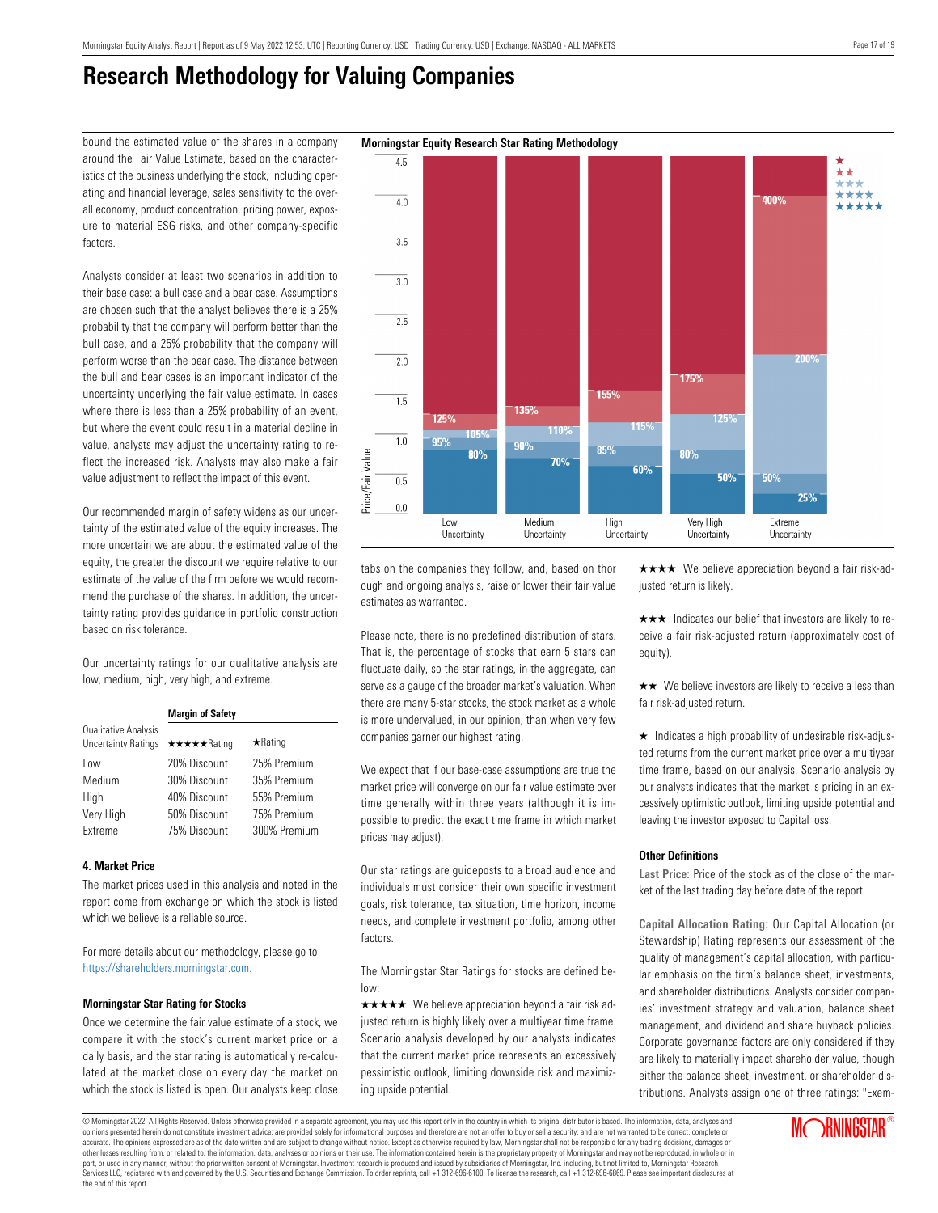# Research Methodology for Valuing Companies

bound the estimated value of the shares in a company around the Fair Value Estimate, based on the characteristics of the business underlying the stock, including operating and financial leverage, sales sensitivity to the overall economy, product concentration, pricing power, exposure to material ESG risks, and other company-specific factors.

Analysts consider at least two scenarios in addition to their base case: a bull case and a bear case. Assumptions are chosen such that the analyst believes there is a 25% probability that the company will perform better than the bull case, and a 25% probability that the company will perform worse than the bear case. The distance between the bull and bear cases is an important indicator of the uncertainty underlying the fair value estimate. In cases where there is less than a 25% probability of an event, but where the event could result in a material decline in value, analysts may adjust the uncertainty rating to reflect the increased risk. Analysts may also make a fair value adjustment to reflect the impact of this event.

Our recommended margin of safety widens as our uncertainty of the estimated value of the equity increases. The more uncertain we are about the estimated value of the equity, the greater the discount we require relative to our estimate of the value of the firm before we would recommend the purchase of the shares. In addition, the uncertainty rating provides guidance in portfolio construction based on risk tolerance.

Our uncertainty ratings for our qualitative analysis are low, medium, high, very high, and extreme.

| Qualitative Analysis Uncertainty Ratings | Margin of Safety | |
|---|---|---|
| | ★★★★★Rating | ★Rating |
| Low | 20% Discount | 25% Premium |
| Medium | 30% Discount | 35% Premium |
| High | 40% Discount | 55% Premium |
| Very High | 50% Discount | 75% Premium |
| Extreme | 75% Discount | 300% Premium |

**Morningstar Equity Research Star Rating Methodology**

| Price/Fair Value | Low Uncertainty | Medium Uncertainty | High Uncertainty | Very High Uncertainty | Extreme Uncertainty |
|---|---|---|---|---|---|
| ★ / ★★ boundary | 125% | 135% | 155% | 175% | 400% |
| ★★ / ★★★ boundary | 105% | 110% | 115% | 125% | 200% |
| ★★★ / ★★★★ boundary | 95% | 90% | 85% | 80% | 50% |
| ★★★★ / ★★★★★ boundary | 80% | 70% | 60% | 50% | 25% |

### 4. Market Price

The market prices used in this analysis and noted in the report come from exchange on which the stock is listed which we believe is a reliable source.

For more details about our methodology, please go to https://shareholders.morningstar.com.

### Morningstar Star Rating for Stocks

Once we determine the fair value estimate of a stock, we compare it with the stock's current market price on a daily basis, and the star rating is automatically re-calculated at the market close on every day the market on which the stock is listed is open. Our analysts keep close tabs on the companies they follow, and, based on thorough and ongoing analysis, raise or lower their fair value estimates as warranted.

Please note, there is no predefined distribution of stars. That is, the percentage of stocks that earn 5 stars can fluctuate daily, so the star ratings, in the aggregate, can serve as a gauge of the broader market's valuation. When there are many 5-star stocks, the stock market as a whole is more undervalued, in our opinion, than when very few companies garner our highest rating.

We expect that if our base-case assumptions are true the market price will converge on our fair value estimate over time generally within three years (although it is impossible to predict the exact time frame in which market prices may adjust).

Our star ratings are guideposts to a broad audience and individuals must consider their own specific investment goals, risk tolerance, tax situation, time horizon, income needs, and complete investment portfolio, among other factors.

The Morningstar Star Ratings for stocks are defined below:

★★★★★ We believe appreciation beyond a fair risk adjusted return is highly likely over a multiyear time frame. Scenario analysis developed by our analysts indicates that the current market price represents an excessively pessimistic outlook, limiting downside risk and maximizing upside potential.

★★★★ We believe appreciation beyond a fair risk-adjusted return is likely.

★★★ Indicates our belief that investors are likely to receive a fair risk-adjusted return (approximately cost of equity).

★★ We believe investors are likely to receive a less than fair risk-adjusted return.

★ Indicates a high probability of undesirable risk-adjusted returns from the current market price over a multiyear time frame, based on our analysis. Scenario analysis by our analysts indicates that the market is pricing in an excessively optimistic outlook, limiting upside potential and leaving the investor exposed to Capital loss.

### Other Definitions

**Last Price:** Price of the stock as of the close of the market of the last trading day before date of the report.

**Capital Allocation Rating:** Our Capital Allocation (or Stewardship) Rating represents our assessment of the quality of management's capital allocation, with particular emphasis on the firm's balance sheet, investments, and shareholder distributions. Analysts consider companies' investment strategy and valuation, balance sheet management, and dividend and share buyback policies. Corporate governance factors are only considered if they are likely to materially impact shareholder value, though either the balance sheet, investment, or shareholder distributions. Analysts assign one of three ratings: "Exem-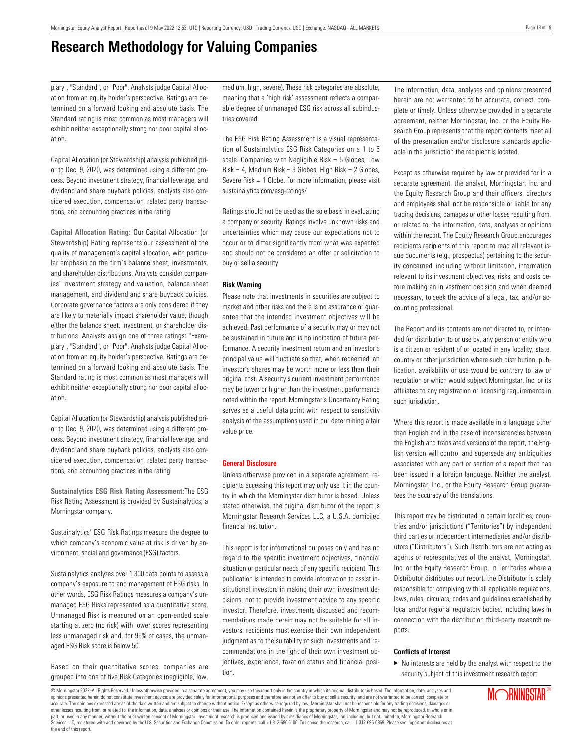# Research Methodology for Valuing Companies

plary", "Standard", or "Poor". Analysts judge Capital Allocation from an equity holder's perspective. Ratings are determined on a forward looking and absolute basis. The Standard rating is most common as most managers will exhibit neither exceptionally strong nor poor capital allocation.

Capital Allocation (or Stewardship) analysis published prior to Dec. 9, 2020, was determined using a different process. Beyond investment strategy, financial leverage, and dividend and share buyback policies, analysts also considered execution, compensation, related party transactions, and accounting practices in the rating.

**Capital Allocation Rating:** Our Capital Allocation (or Stewardship) Rating represents our assessment of the quality of management's capital allocation, with particular emphasis on the firm's balance sheet, investments, and shareholder distributions. Analysts consider companies' investment strategy and valuation, balance sheet management, and dividend and share buyback policies. Corporate governance factors are only considered if they are likely to materially impact shareholder value, though either the balance sheet, investment, or shareholder distributions. Analysts assign one of three ratings: "Exemplary", "Standard", or "Poor". Analysts judge Capital Allocation from an equity holder's perspective. Ratings are determined on a forward looking and absolute basis. The Standard rating is most common as most managers will exhibit neither exceptionally strong nor poor capital allocation.

Capital Allocation (or Stewardship) analysis published prior to Dec. 9, 2020, was determined using a different process. Beyond investment strategy, financial leverage, and dividend and share buyback policies, analysts also considered execution, compensation, related party transactions, and accounting practices in the rating.

**Sustainalytics ESG Risk Rating Assessment:**The ESG Risk Rating Assessment is provided by Sustainalytics; a Morningstar company.

Sustainalytics' ESG Risk Ratings measure the degree to which company's economic value at risk is driven by environment, social and governance (ESG) factors.

Sustainalytics analyzes over 1,300 data points to assess a company's exposure to and management of ESG risks. In other words, ESG Risk Ratings measures a company's unmanaged ESG Risks represented as a quantitative score. Unmanaged Risk is measured on an open-ended scale starting at zero (no risk) with lower scores representing less unmanaged risk and, for 95% of cases, the unmanaged ESG Risk score is below 50.

Based on their quantitative scores, companies are grouped into one of five Risk Categories (negligible, low, medium, high, severe). These risk categories are absolute, meaning that a 'high risk' assessment reflects a comparable degree of unmanaged ESG risk across all subindustries covered.

The ESG Risk Rating Assessment is a visual representation of Sustainalytics ESG Risk Categories on a 1 to 5 scale. Companies with Negligible Risk = 5 Globes, Low Risk = 4, Medium Risk = 3 Globes, High Risk = 2 Globes, Severe Risk = 1 Globe. For more information, please visit sustainalytics.com/esg-ratings/

Ratings should not be used as the sole basis in evaluating a company or security. Ratings involve unknown risks and uncertainties which may cause our expectations not to occur or to differ significantly from what was expected and should not be considered an offer or solicitation to buy or sell a security.

### Risk Warning

Please note that investments in securities are subject to market and other risks and there is no assurance or guarantee that the intended investment objectives will be achieved. Past performance of a security may or may not be sustained in future and is no indication of future performance. A security investment return and an investor's principal value will fluctuate so that, when redeemed, an investor's shares may be worth more or less than their original cost. A security's current investment performance may be lower or higher than the investment performance noted within the report. Morningstar's Uncertainty Rating serves as a useful data point with respect to sensitivity analysis of the assumptions used in our determining a fair value price.

### General Disclosure

Unless otherwise provided in a separate agreement, recipients accessing this report may only use it in the country in which the Morningstar distributor is based. Unless stated otherwise, the original distributor of the report is Morningstar Research Services LLC, a U.S.A. domiciled financial institution.

This report is for informational purposes only and has no regard to the specific investment objectives, financial situation or particular needs of any specific recipient. This publication is intended to provide information to assist institutional investors in making their own investment decisions, not to provide investment advice to any specific investor. Therefore, investments discussed and recommendations made herein may not be suitable for all investors: recipients must exercise their own independent judgment as to the suitability of such investments and recommendations in the light of their own investment objectives, experience, taxation status and financial position.

The information, data, analyses and opinions presented herein are not warranted to be accurate, correct, complete or timely. Unless otherwise provided in a separate agreement, neither Morningstar, Inc. or the Equity Research Group represents that the report contents meet all of the presentation and/or disclosure standards applicable in the jurisdiction the recipient is located.

Except as otherwise required by law or provided for in a separate agreement, the analyst, Morningstar, Inc. and the Equity Research Group and their officers, directors and employees shall not be responsible or liable for any trading decisions, damages or other losses resulting from, or related to, the information, data, analyses or opinions within the report. The Equity Research Group encourages recipients recipients of this report to read all relevant issue documents (e.g., prospectus) pertaining to the security concerned, including without limitation, information relevant to its investment objectives, risks, and costs before making an in vestment decision and when deemed necessary, to seek the advice of a legal, tax, and/or accounting professional.

The Report and its contents are not directed to, or intended for distribution to or use by, any person or entity who is a citizen or resident of or located in any locality, state, country or other jurisdiction where such distribution, publication, availability or use would be contrary to law or regulation or which would subject Morningstar, Inc. or its affiliates to any registration or licensing requirements in such jurisdiction.

Where this report is made available in a language other than English and in the case of inconsistencies between the English and translated versions of the report, the English version will control and supersede any ambiguities associated with any part or section of a report that has been issued in a foreign language. Neither the analyst, Morningstar, Inc., or the Equity Research Group guarantees the accuracy of the translations.

This report may be distributed in certain localities, countries and/or jurisdictions ("Territories") by independent third parties or independent intermediaries and/or distributors ("Distributors"). Such Distributors are not acting as agents or representatives of the analyst, Morningstar, Inc. or the Equity Research Group. In Territories where a Distributor distributes our report, the Distributor is solely responsible for complying with all applicable regulations, laws, rules, circulars, codes and guidelines established by local and/or regional regulatory bodies, including laws in connection with the distribution third-party research reports.

### Conflicts of Interest

- No interests are held by the analyst with respect to the security subject of this investment research report.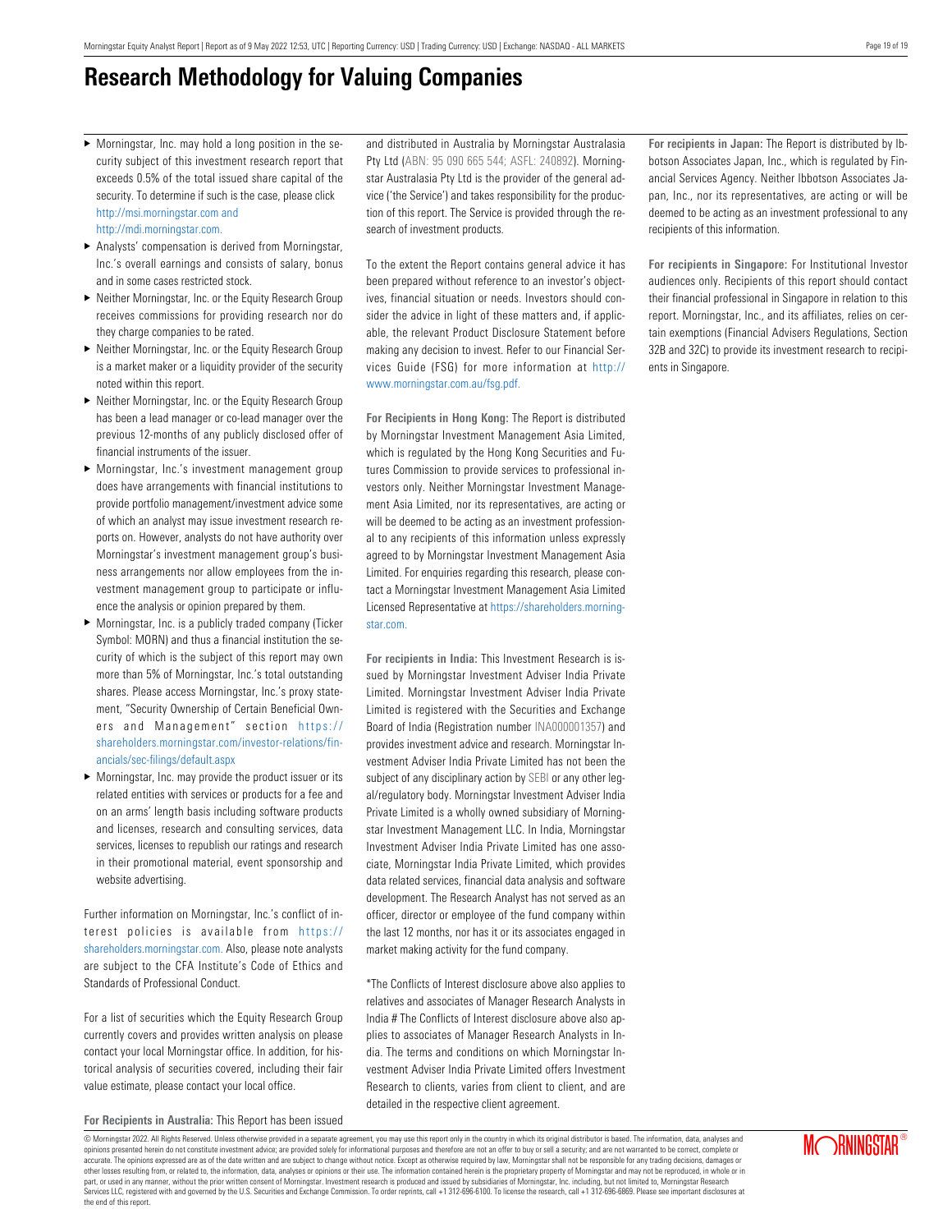# Research Methodology for Valuing Companies

- Morningstar, Inc. may hold a long position in the security subject of this investment research report that exceeds 0.5% of the total issued share capital of the security. To determine if such is the case, please click http://msi.morningstar.com and http://mdi.morningstar.com.
- Analysts' compensation is derived from Morningstar, Inc.'s overall earnings and consists of salary, bonus and in some cases restricted stock.
- Neither Morningstar, Inc. or the Equity Research Group receives commissions for providing research nor do they charge companies to be rated.
- Neither Morningstar, Inc. or the Equity Research Group is a market maker or a liquidity provider of the security noted within this report.
- Neither Morningstar, Inc. or the Equity Research Group has been a lead manager or co-lead manager over the previous 12-months of any publicly disclosed offer of financial instruments of the issuer.
- Morningstar, Inc.'s investment management group does have arrangements with financial institutions to provide portfolio management/investment advice some of which an analyst may issue investment research reports on. However, analysts do not have authority over Morningstar's investment management group's business arrangements nor allow employees from the investment management group to participate or influence the analysis or opinion prepared by them.
- Morningstar, Inc. is a publicly traded company (Ticker Symbol: MORN) and thus a financial institution the security of which is the subject of this report may own more than 5% of Morningstar, Inc.'s total outstanding shares. Please access Morningstar, Inc.'s proxy statement, "Security Ownership of Certain Beneficial Owners and Management" section https://shareholders.morningstar.com/investor-relations/financials/sec-filings/default.aspx
- Morningstar, Inc. may provide the product issuer or its related entities with services or products for a fee and on an arms' length basis including software products and licenses, research and consulting services, data services, licenses to republish our ratings and research in their promotional material, event sponsorship and website advertising.

Further information on Morningstar, Inc.'s conflict of interest policies is available from https://shareholders.morningstar.com. Also, please note analysts are subject to the CFA Institute's Code of Ethics and Standards of Professional Conduct.

For a list of securities which the Equity Research Group currently covers and provides written analysis on please contact your local Morningstar office. In addition, for historical analysis of securities covered, including their fair value estimate, please contact your local office.

**For Recipients in Australia:** This Report has been issued and distributed in Australia by Morningstar Australasia Pty Ltd (ABN: 95 090 665 544; ASFL: 240892). Morningstar Australasia Pty Ltd is the provider of the general advice ('the Service') and takes responsibility for the production of this report. The Service is provided through the research of investment products.

To the extent the Report contains general advice it has been prepared without reference to an investor's objectives, financial situation or needs. Investors should consider the advice in light of these matters and, if applicable, the relevant Product Disclosure Statement before making any decision to invest. Refer to our Financial Services Guide (FSG) for more information at http://www.morningstar.com.au/fsg.pdf.

**For Recipients in Hong Kong:** The Report is distributed by Morningstar Investment Management Asia Limited, which is regulated by the Hong Kong Securities and Futures Commission to provide services to professional investors only. Neither Morningstar Investment Management Asia Limited, nor its representatives, are acting or will be deemed to be acting as an investment professional to any recipients of this information unless expressly agreed to by Morningstar Investment Management Asia Limited. For enquiries regarding this research, please contact a Morningstar Investment Management Asia Limited Licensed Representative at https://shareholders.morningstar.com.

**For recipients in India:** This Investment Research is issued by Morningstar Investment Adviser India Private Limited. Morningstar Investment Adviser India Private Limited is registered with the Securities and Exchange Board of India (Registration number INA000001357) and provides investment advice and research. Morningstar Investment Adviser India Private Limited has not been the subject of any disciplinary action by SEBI or any other legal/regulatory body. Morningstar Investment Adviser India Private Limited is a wholly owned subsidiary of Morningstar Investment Management LLC. In India, Morningstar Investment Adviser India Private Limited has one associate, Morningstar India Private Limited, which provides data related services, financial data analysis and software development. The Research Analyst has not served as an officer, director or employee of the fund company within the last 12 months, nor has it or its associates engaged in market making activity for the fund company.

*The Conflicts of Interest disclosure above also applies to relatives and associates of Manager Research Analysts in India # The Conflicts of Interest disclosure above also applies to associates of Manager Research Analysts in India. The terms and conditions on which Morningstar Investment Adviser India Private Limited offers Investment Research to clients, varies from client to client, and are detailed in the respective client agreement.

**For recipients in Japan:** The Report is distributed by Ibbotson Associates Japan, Inc., which is regulated by Financial Services Agency. Neither Ibbotson Associates Japan, Inc., nor its representatives, are acting or will be deemed to be acting as an investment professional to any recipients of this information.

**For recipients in Singapore:** For Institutional Investor audiences only. Recipients of this report should contact their financial professional in Singapore in relation to this report. Morningstar, Inc., and its affiliates, relies on certain exemptions (Financial Advisers Regulations, Section 32B and 32C) to provide its investment research to recipients in Singapore.